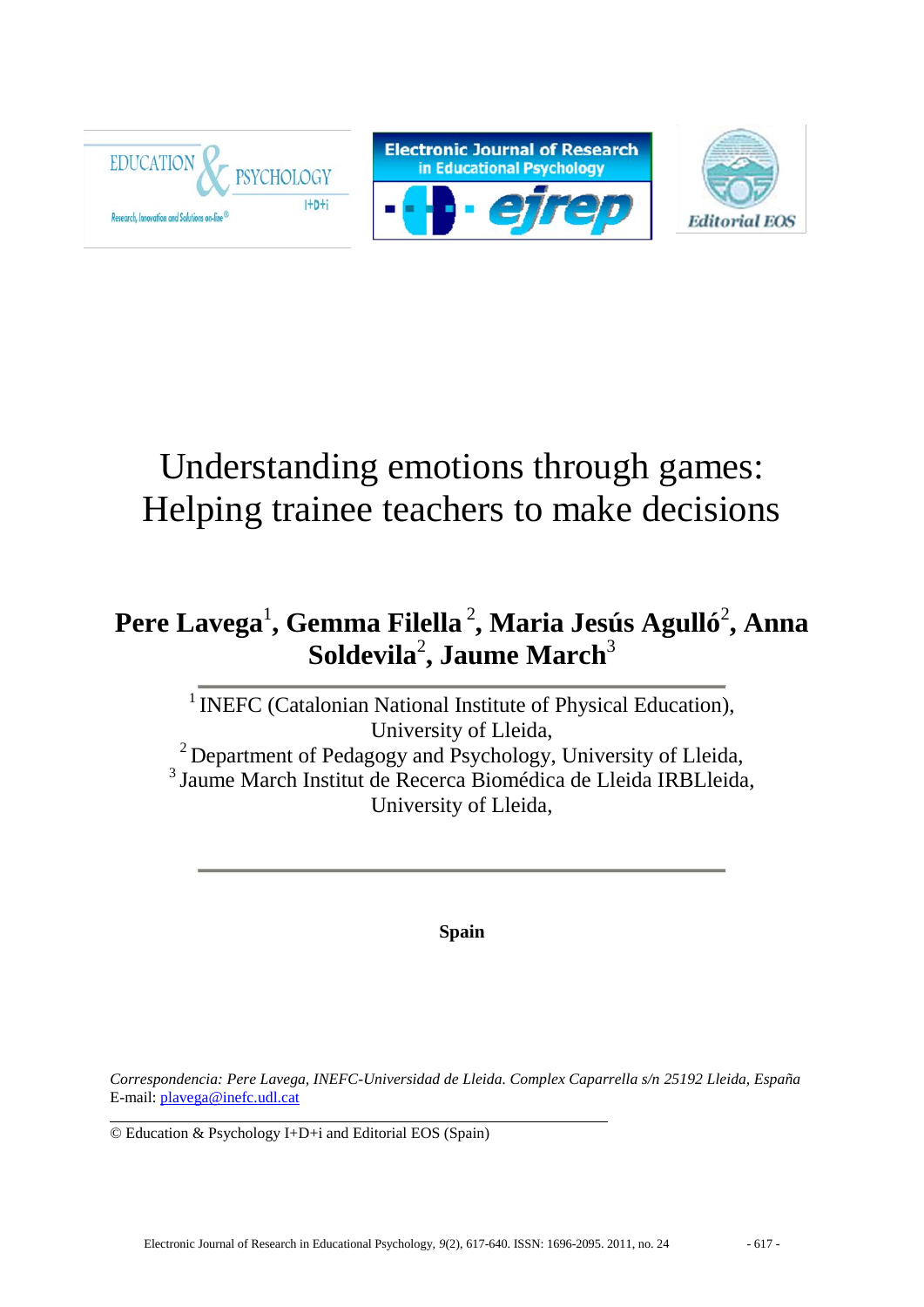# Understanding emotions through games: Helping trainee teachers to make decisions

**Pere Lavega[1], Gemma Filella [2], Maria Jesús Agulló[2], Anna Soldevila[2], Jaume March[3]**

[1] INEFC (Catalonian National Institute of Physical Education), University of Lleida,

[2] Department of Pedagogy and Psychology, University of Lleida,

[3] Jaume March Institut de Recerca Biomédica de Lleida IRBLleida, University of Lleida,

**Spain**

*Correspondencia: Pere Lavega, INEFC-Universidad de Lleida. Complex Caparrella s/n 25192 Lleida, España*
E-mail: plavega@inefc.udl.cat

© Education & Psychology I+D+i and Editorial EOS (Spain)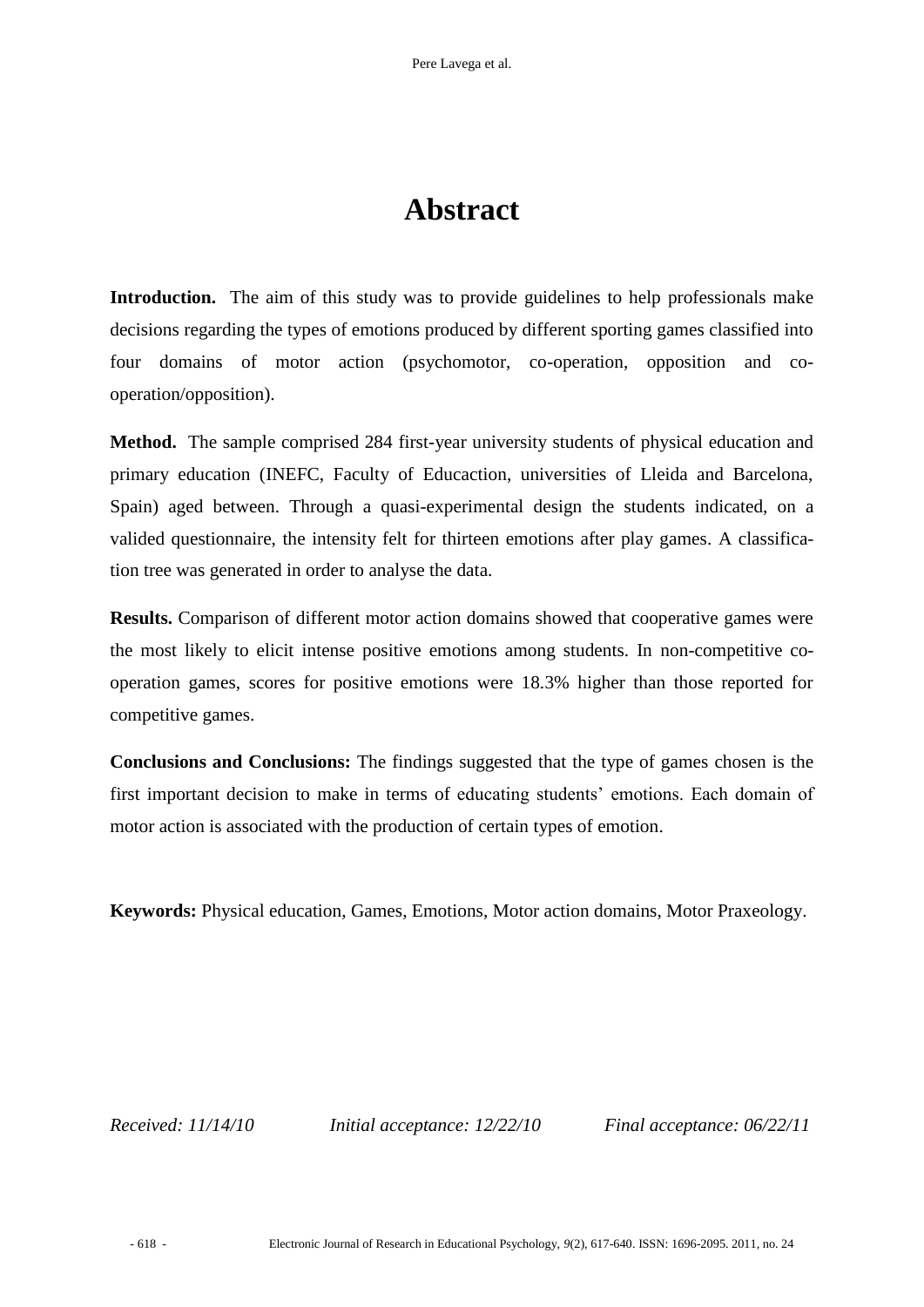# Abstract

**Introduction.** The aim of this study was to provide guidelines to help professionals make decisions regarding the types of emotions produced by different sporting games classified into four domains of motor action (psychomotor, co-operation, opposition and co-operation/opposition).

**Method.** The sample comprised 284 first-year university students of physical education and primary education (INEFC, Faculty of Educaction, universities of Lleida and Barcelona, Spain) aged between. Through a quasi-experimental design the students indicated, on a valided questionnaire, the intensity felt for thirteen emotions after play games. A classification tree was generated in order to analyse the data.

**Results.** Comparison of different motor action domains showed that cooperative games were the most likely to elicit intense positive emotions among students. In non-competitive co-operation games, scores for positive emotions were 18.3% higher than those reported for competitive games.

**Conclusions and Conclusions:** The findings suggested that the type of games chosen is the first important decision to make in terms of educating students' emotions. Each domain of motor action is associated with the production of certain types of emotion.

**Keywords:** Physical education, Games, Emotions, Motor action domains, Motor Praxeology.

*Received: 11/14/10* *Initial acceptance: 12/22/10* *Final acceptance: 06/22/11*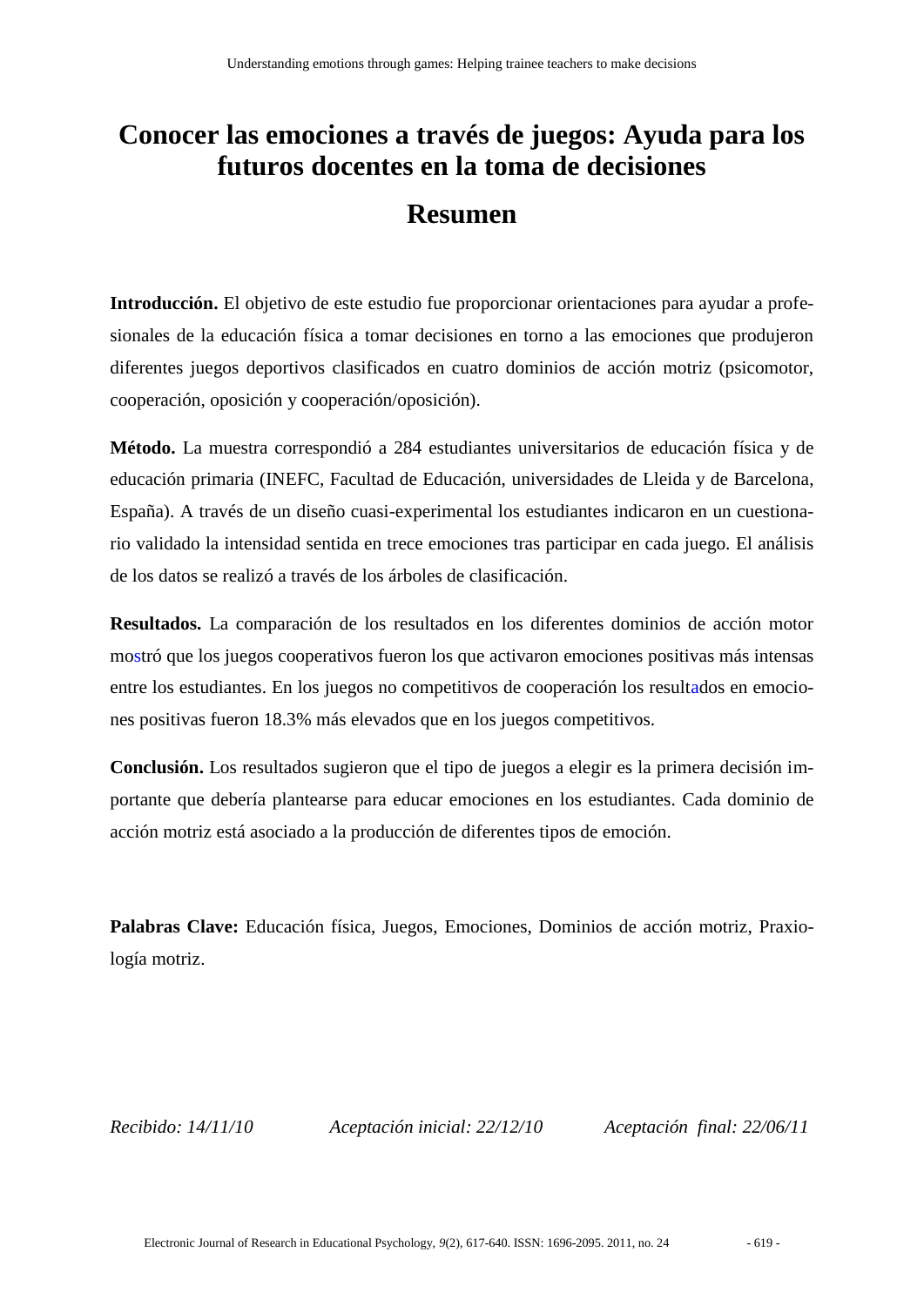# Conocer las emociones a través de juegos: Ayuda para los futuros docentes en la toma de decisiones

## Resumen

**Introducción.** El objetivo de este estudio fue proporcionar orientaciones para ayudar a profesionales de la educación física a tomar decisiones en torno a las emociones que produjeron diferentes juegos deportivos clasificados en cuatro dominios de acción motriz (psicomotor, cooperación, oposición y cooperación/oposición).

**Método.** La muestra correspondió a 284 estudiantes universitarios de educación física y de educación primaria (INEFC, Facultad de Educación, universidades de Lleida y de Barcelona, España). A través de un diseño cuasi-experimental los estudiantes indicaron en un cuestionario validado la intensidad sentida en trece emociones tras participar en cada juego. El análisis de los datos se realizó a través de los árboles de clasificación.

**Resultados.** La comparación de los resultados en los diferentes dominios de acción motor mostró que los juegos cooperativos fueron los que activaron emociones positivas más intensas entre los estudiantes. En los juegos no competitivos de cooperación los resultados en emociones positivas fueron 18.3% más elevados que en los juegos competitivos.

**Conclusión.** Los resultados sugirieron que el tipo de juegos a elegir es la primera decisión importante que debería plantearse para educar emociones en los estudiantes. Cada dominio de acción motriz está asociado a la producción de diferentes tipos de emoción.

**Palabras Clave:** Educación física, Juegos, Emociones, Dominios de acción motriz, Praxiología motriz.

*Recibido: 14/11/10* *Aceptación inicial: 22/12/10* *Aceptación final: 22/06/11*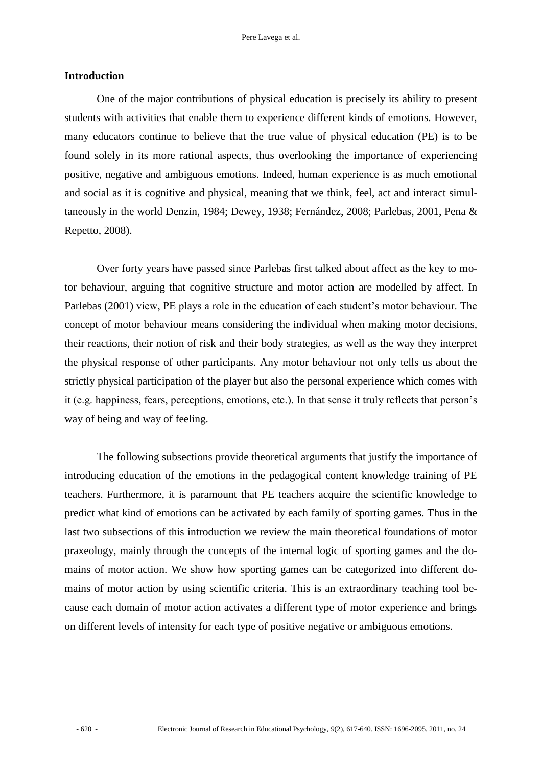## Introduction

One of the major contributions of physical education is precisely its ability to present students with activities that enable them to experience different kinds of emotions. However, many educators continue to believe that the true value of physical education (PE) is to be found solely in its more rational aspects, thus overlooking the importance of experiencing positive, negative and ambiguous emotions. Indeed, human experience is as much emotional and social as it is cognitive and physical, meaning that we think, feel, act and interact simultaneously in the world Denzin, 1984; Dewey, 1938; Fernández, 2008; Parlebas, 2001, Pena & Repetto, 2008).

Over forty years have passed since Parlebas first talked about affect as the key to motor behaviour, arguing that cognitive structure and motor action are modelled by affect. In Parlebas (2001) view, PE plays a role in the education of each student's motor behaviour. The concept of motor behaviour means considering the individual when making motor decisions, their reactions, their notion of risk and their body strategies, as well as the way they interpret the physical response of other participants. Any motor behaviour not only tells us about the strictly physical participation of the player but also the personal experience which comes with it (e.g. happiness, fears, perceptions, emotions, etc.). In that sense it truly reflects that person's way of being and way of feeling.

The following subsections provide theoretical arguments that justify the importance of introducing education of the emotions in the pedagogical content knowledge training of PE teachers. Furthermore, it is paramount that PE teachers acquire the scientific knowledge to predict what kind of emotions can be activated by each family of sporting games. Thus in the last two subsections of this introduction we review the main theoretical foundations of motor praxeology, mainly through the concepts of the internal logic of sporting games and the domains of motor action. We show how sporting games can be categorized into different domains of motor action by using scientific criteria. This is an extraordinary teaching tool because each domain of motor action activates a different type of motor experience and brings on different levels of intensity for each type of positive negative or ambiguous emotions.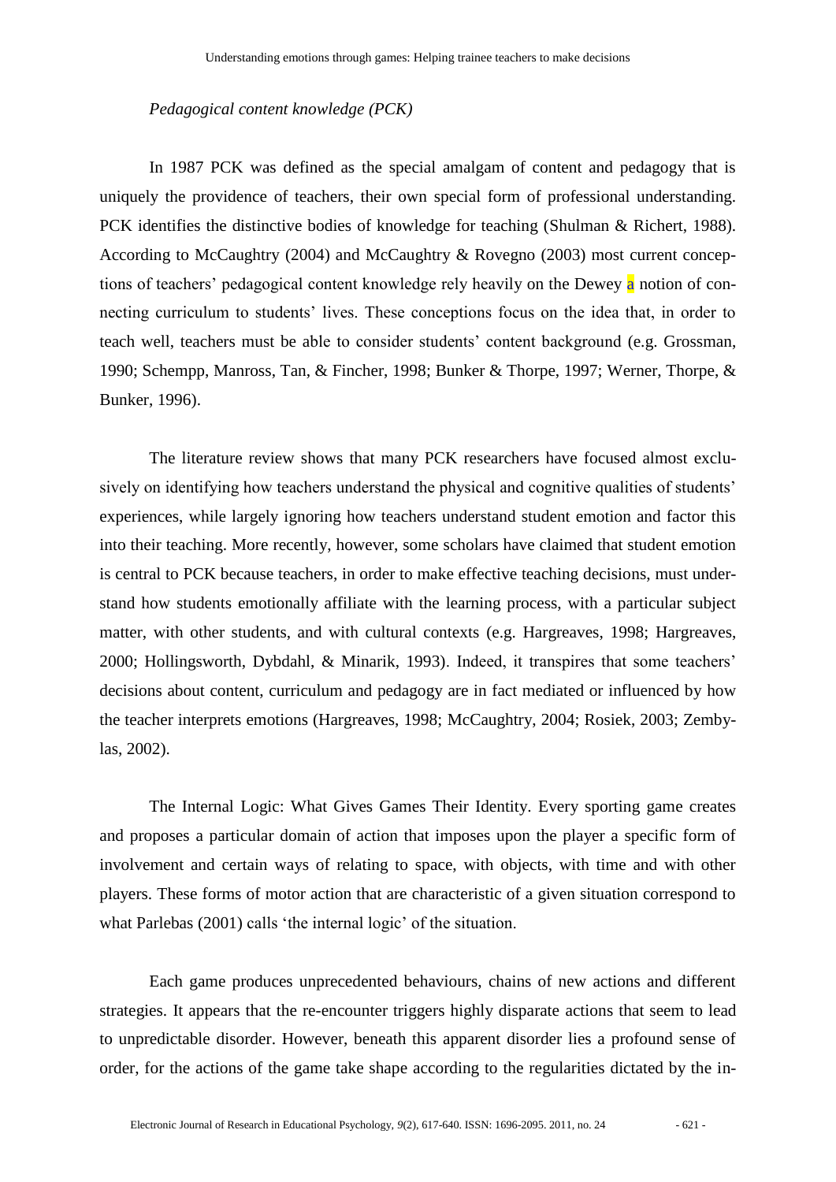*Pedagogical content knowledge (PCK)*

In 1987 PCK was defined as the special amalgam of content and pedagogy that is uniquely the providence of teachers, their own special form of professional understanding. PCK identifies the distinctive bodies of knowledge for teaching (Shulman & Richert, 1988). According to McCaughtry (2004) and McCaughtry & Rovegno (2003) most current conceptions of teachers' pedagogical content knowledge rely heavily on the Dewey a notion of connecting curriculum to students' lives. These conceptions focus on the idea that, in order to teach well, teachers must be able to consider students' content background (e.g. Grossman, 1990; Schempp, Manross, Tan, & Fincher, 1998; Bunker & Thorpe, 1997; Werner, Thorpe, & Bunker, 1996).

The literature review shows that many PCK researchers have focused almost exclusively on identifying how teachers understand the physical and cognitive qualities of students' experiences, while largely ignoring how teachers understand student emotion and factor this into their teaching. More recently, however, some scholars have claimed that student emotion is central to PCK because teachers, in order to make effective teaching decisions, must understand how students emotionally affiliate with the learning process, with a particular subject matter, with other students, and with cultural contexts (e.g. Hargreaves, 1998; Hargreaves, 2000; Hollingsworth, Dybdahl, & Minarik, 1993). Indeed, it transpires that some teachers' decisions about content, curriculum and pedagogy are in fact mediated or influenced by how the teacher interprets emotions (Hargreaves, 1998; McCaughtry, 2004; Rosiek, 2003; Zembylas, 2002).

The Internal Logic: What Gives Games Their Identity. Every sporting game creates and proposes a particular domain of action that imposes upon the player a specific form of involvement and certain ways of relating to space, with objects, with time and with other players. These forms of motor action that are characteristic of a given situation correspond to what Parlebas (2001) calls 'the internal logic' of the situation.

Each game produces unprecedented behaviours, chains of new actions and different strategies. It appears that the re-encounter triggers highly disparate actions that seem to lead to unpredictable disorder. However, beneath this apparent disorder lies a profound sense of order, for the actions of the game take shape according to the regularities dictated by the in-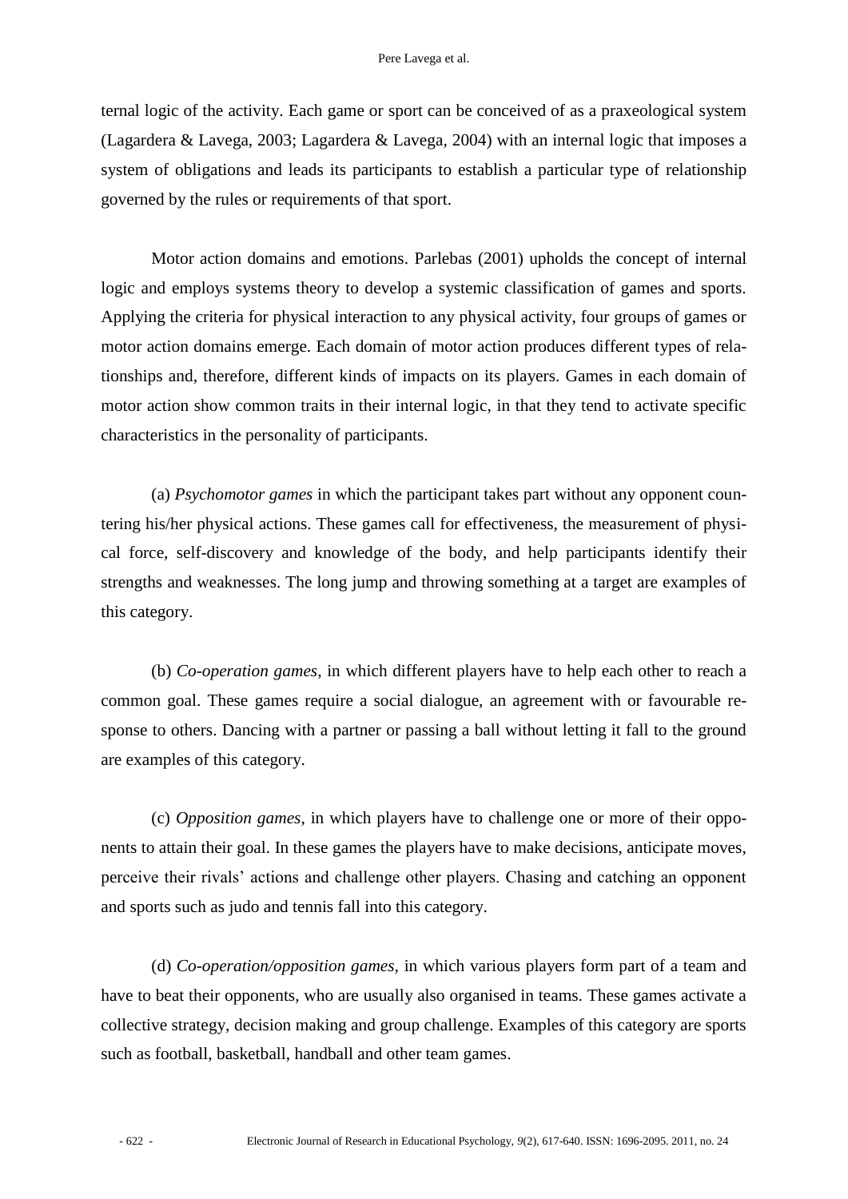ternal logic of the activity. Each game or sport can be conceived of as a praxeological system (Lagardera & Lavega, 2003; Lagardera & Lavega, 2004) with an internal logic that imposes a system of obligations and leads its participants to establish a particular type of relationship governed by the rules or requirements of that sport.

Motor action domains and emotions. Parlebas (2001) upholds the concept of internal logic and employs systems theory to develop a systemic classification of games and sports. Applying the criteria for physical interaction to any physical activity, four groups of games or motor action domains emerge. Each domain of motor action produces different types of relationships and, therefore, different kinds of impacts on its players. Games in each domain of motor action show common traits in their internal logic, in that they tend to activate specific characteristics in the personality of participants.

(a) *Psychomotor games* in which the participant takes part without any opponent countering his/her physical actions. These games call for effectiveness, the measurement of physical force, self-discovery and knowledge of the body, and help participants identify their strengths and weaknesses. The long jump and throwing something at a target are examples of this category.

(b) *Co-operation games*, in which different players have to help each other to reach a common goal. These games require a social dialogue, an agreement with or favourable response to others. Dancing with a partner or passing a ball without letting it fall to the ground are examples of this category.

(c) *Opposition games*, in which players have to challenge one or more of their opponents to attain their goal. In these games the players have to make decisions, anticipate moves, perceive their rivals' actions and challenge other players. Chasing and catching an opponent and sports such as judo and tennis fall into this category.

(d) *Co-operation/opposition games*, in which various players form part of a team and have to beat their opponents, who are usually also organised in teams. These games activate a collective strategy, decision making and group challenge. Examples of this category are sports such as football, basketball, handball and other team games.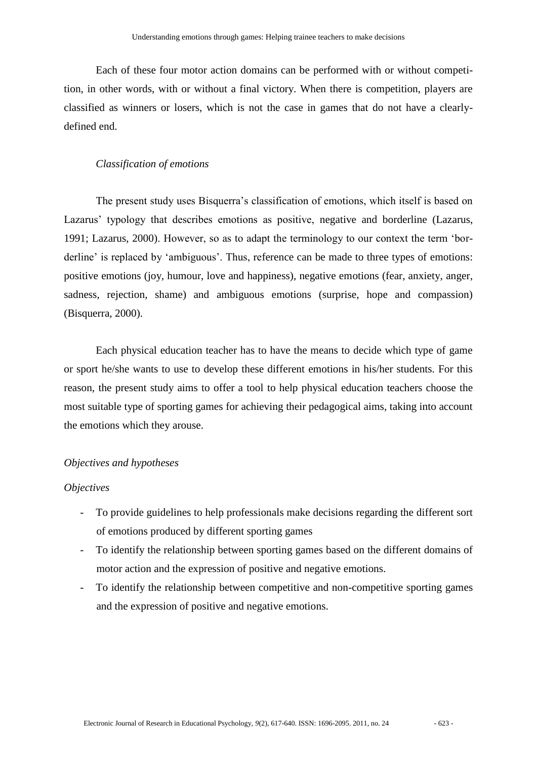Each of these four motor action domains can be performed with or without competition, in other words, with or without a final victory. When there is competition, players are classified as winners or losers, which is not the case in games that do not have a clearly-defined end.

### *Classification of emotions*

The present study uses Bisquerra's classification of emotions, which itself is based on Lazarus' typology that describes emotions as positive, negative and borderline (Lazarus, 1991; Lazarus, 2000). However, so as to adapt the terminology to our context the term 'borderline' is replaced by 'ambiguous'. Thus, reference can be made to three types of emotions: positive emotions (joy, humour, love and happiness), negative emotions (fear, anxiety, anger, sadness, rejection, shame) and ambiguous emotions (surprise, hope and compassion) (Bisquerra, 2000).

Each physical education teacher has to have the means to decide which type of game or sport he/she wants to use to develop these different emotions in his/her students. For this reason, the present study aims to offer a tool to help physical education teachers choose the most suitable type of sporting games for achieving their pedagogical aims, taking into account the emotions which they arouse.

### *Objectives and hypotheses*

#### *Objectives*

- To provide guidelines to help professionals make decisions regarding the different sort of emotions produced by different sporting games
- To identify the relationship between sporting games based on the different domains of motor action and the expression of positive and negative emotions.
- To identify the relationship between competitive and non-competitive sporting games and the expression of positive and negative emotions.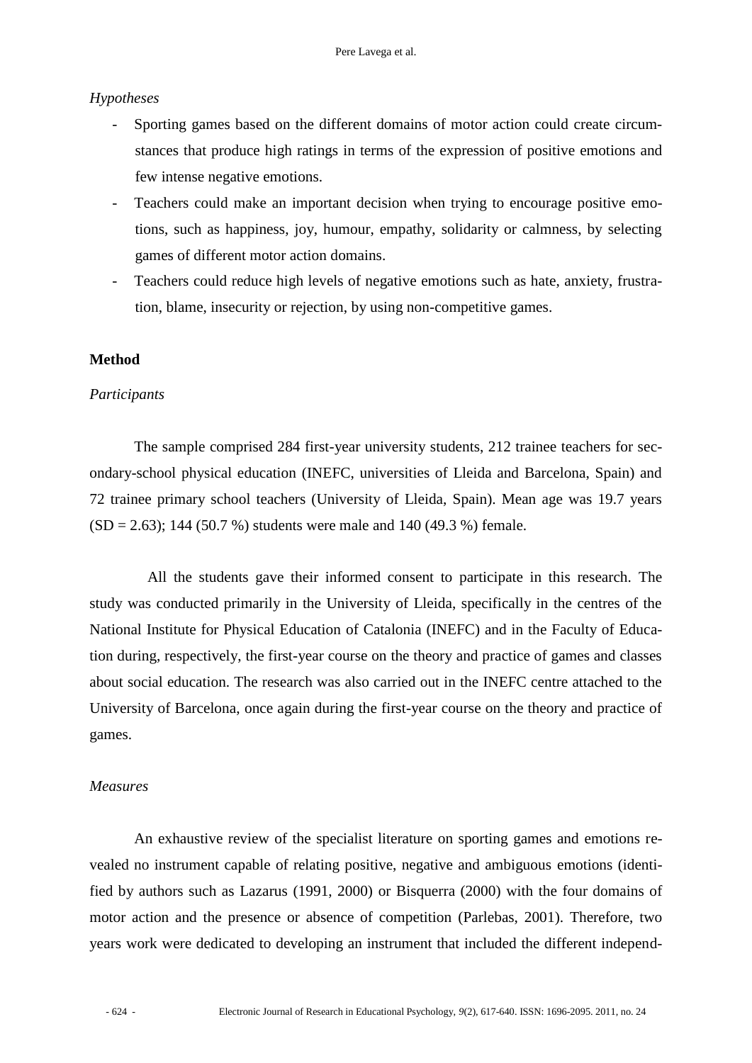*Hypotheses*

- Sporting games based on the different domains of motor action could create circumstances that produce high ratings in terms of the expression of positive emotions and few intense negative emotions.
- Teachers could make an important decision when trying to encourage positive emotions, such as happiness, joy, humour, empathy, solidarity or calmness, by selecting games of different motor action domains.
- Teachers could reduce high levels of negative emotions such as hate, anxiety, frustration, blame, insecurity or rejection, by using non-competitive games.

## Method

*Participants*

The sample comprised 284 first-year university students, 212 trainee teachers for secondary-school physical education (INEFC, universities of Lleida and Barcelona, Spain) and 72 trainee primary school teachers (University of Lleida, Spain). Mean age was 19.7 years (SD = 2.63); 144 (50.7 %) students were male and 140 (49.3 %) female.

All the students gave their informed consent to participate in this research. The study was conducted primarily in the University of Lleida, specifically in the centres of the National Institute for Physical Education of Catalonia (INEFC) and in the Faculty of Education during, respectively, the first-year course on the theory and practice of games and classes about social education. The research was also carried out in the INEFC centre attached to the University of Barcelona, once again during the first-year course on the theory and practice of games.

*Measures*

An exhaustive review of the specialist literature on sporting games and emotions revealed no instrument capable of relating positive, negative and ambiguous emotions (identified by authors such as Lazarus (1991, 2000) or Bisquerra (2000) with the four domains of motor action and the presence or absence of competition (Parlebas, 2001). Therefore, two years work were dedicated to developing an instrument that included the different independ-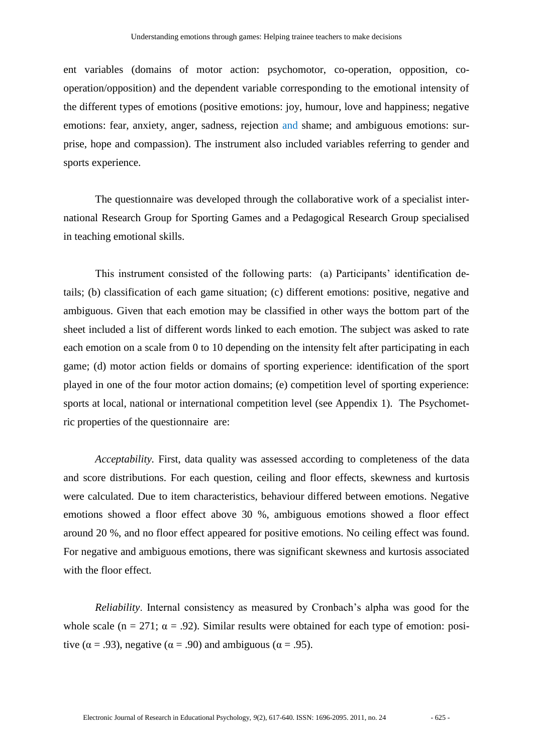ent variables (domains of motor action: psychomotor, co-operation, opposition, co-operation/opposition) and the dependent variable corresponding to the emotional intensity of the different types of emotions (positive emotions: joy, humour, love and happiness; negative emotions: fear, anxiety, anger, sadness, rejection and shame; and ambiguous emotions: surprise, hope and compassion). The instrument also included variables referring to gender and sports experience.

The questionnaire was developed through the collaborative work of a specialist international Research Group for Sporting Games and a Pedagogical Research Group specialised in teaching emotional skills.

This instrument consisted of the following parts: (a) Participants' identification details; (b) classification of each game situation; (c) different emotions: positive, negative and ambiguous. Given that each emotion may be classified in other ways the bottom part of the sheet included a list of different words linked to each emotion. The subject was asked to rate each emotion on a scale from 0 to 10 depending on the intensity felt after participating in each game; (d) motor action fields or domains of sporting experience: identification of the sport played in one of the four motor action domains; (e) competition level of sporting experience: sports at local, national or international competition level (see Appendix 1). The Psychometric properties of the questionnaire are:

*Acceptability*. First, data quality was assessed according to completeness of the data and score distributions. For each question, ceiling and floor effects, skewness and kurtosis were calculated. Due to item characteristics, behaviour differed between emotions. Negative emotions showed a floor effect above 30 %, ambiguous emotions showed a floor effect around 20 %, and no floor effect appeared for positive emotions. No ceiling effect was found. For negative and ambiguous emotions, there was significant skewness and kurtosis associated with the floor effect.

*Reliability*. Internal consistency as measured by Cronbach's alpha was good for the whole scale ($n = 271$; $\alpha = .92$). Similar results were obtained for each type of emotion: positive ($\alpha = .93$), negative ($\alpha = .90$) and ambiguous ($\alpha = .95$).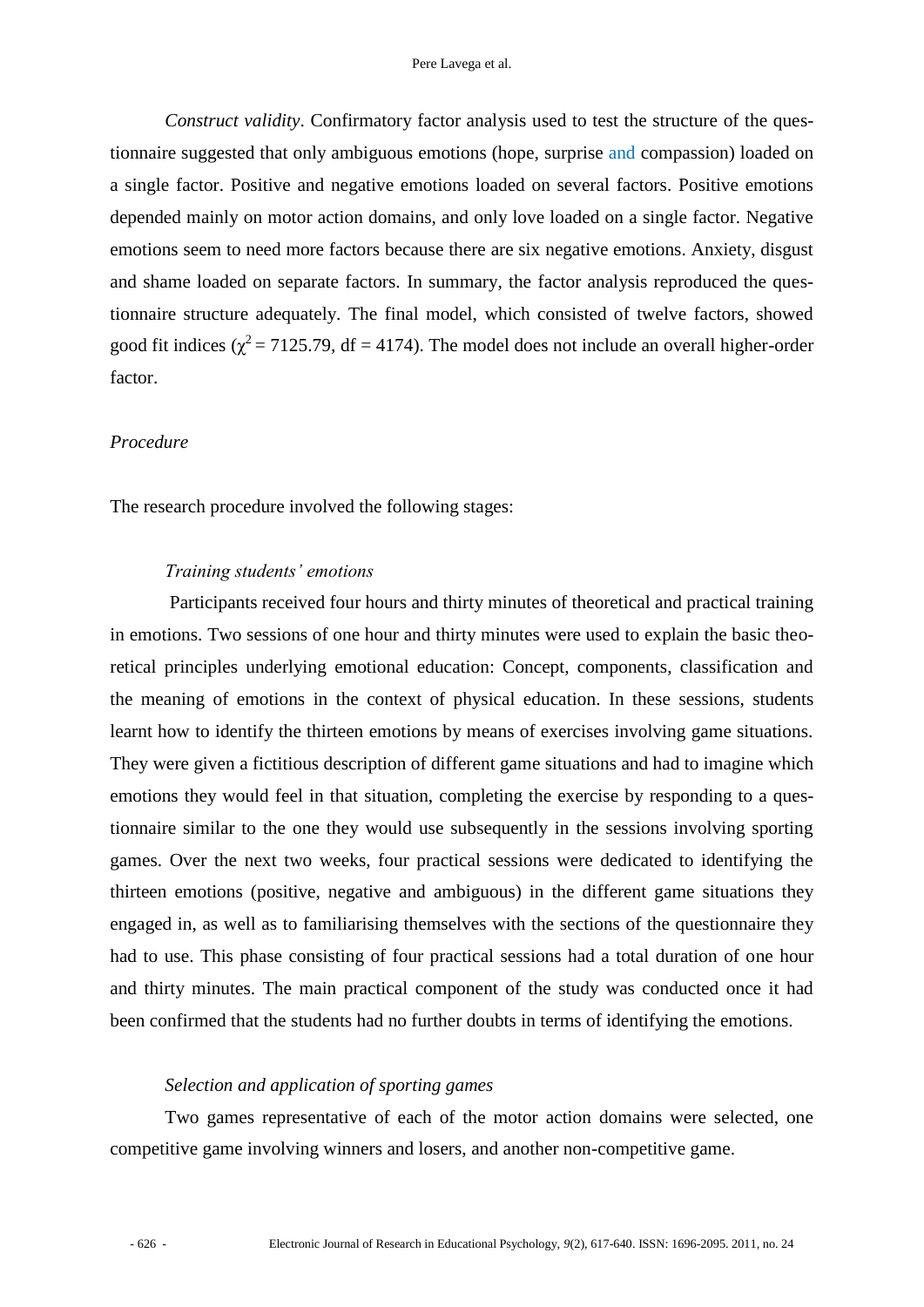*Construct validity*. Confirmatory factor analysis used to test the structure of the questionnaire suggested that only ambiguous emotions (hope, surprise and compassion) loaded on a single factor. Positive and negative emotions loaded on several factors. Positive emotions depended mainly on motor action domains, and only love loaded on a single factor. Negative emotions seem to need more factors because there are six negative emotions. Anxiety, disgust and shame loaded on separate factors. In summary, the factor analysis reproduced the questionnaire structure adequately. The final model, which consisted of twelve factors, showed good fit indices ($\chi^2 = 7125.79$, df = 4174). The model does not include an overall higher-order factor.

### *Procedure*

The research procedure involved the following stages:

#### *Training students' emotions*

Participants received four hours and thirty minutes of theoretical and practical training in emotions. Two sessions of one hour and thirty minutes were used to explain the basic theoretical principles underlying emotional education: Concept, components, classification and the meaning of emotions in the context of physical education. In these sessions, students learnt how to identify the thirteen emotions by means of exercises involving game situations. They were given a fictitious description of different game situations and had to imagine which emotions they would feel in that situation, completing the exercise by responding to a questionnaire similar to the one they would use subsequently in the sessions involving sporting games. Over the next two weeks, four practical sessions were dedicated to identifying the thirteen emotions (positive, negative and ambiguous) in the different game situations they engaged in, as well as to familiarising themselves with the sections of the questionnaire they had to use. This phase consisting of four practical sessions had a total duration of one hour and thirty minutes. The main practical component of the study was conducted once it had been confirmed that the students had no further doubts in terms of identifying the emotions.

#### *Selection and application of sporting games*

Two games representative of each of the motor action domains were selected, one competitive game involving winners and losers, and another non-competitive game.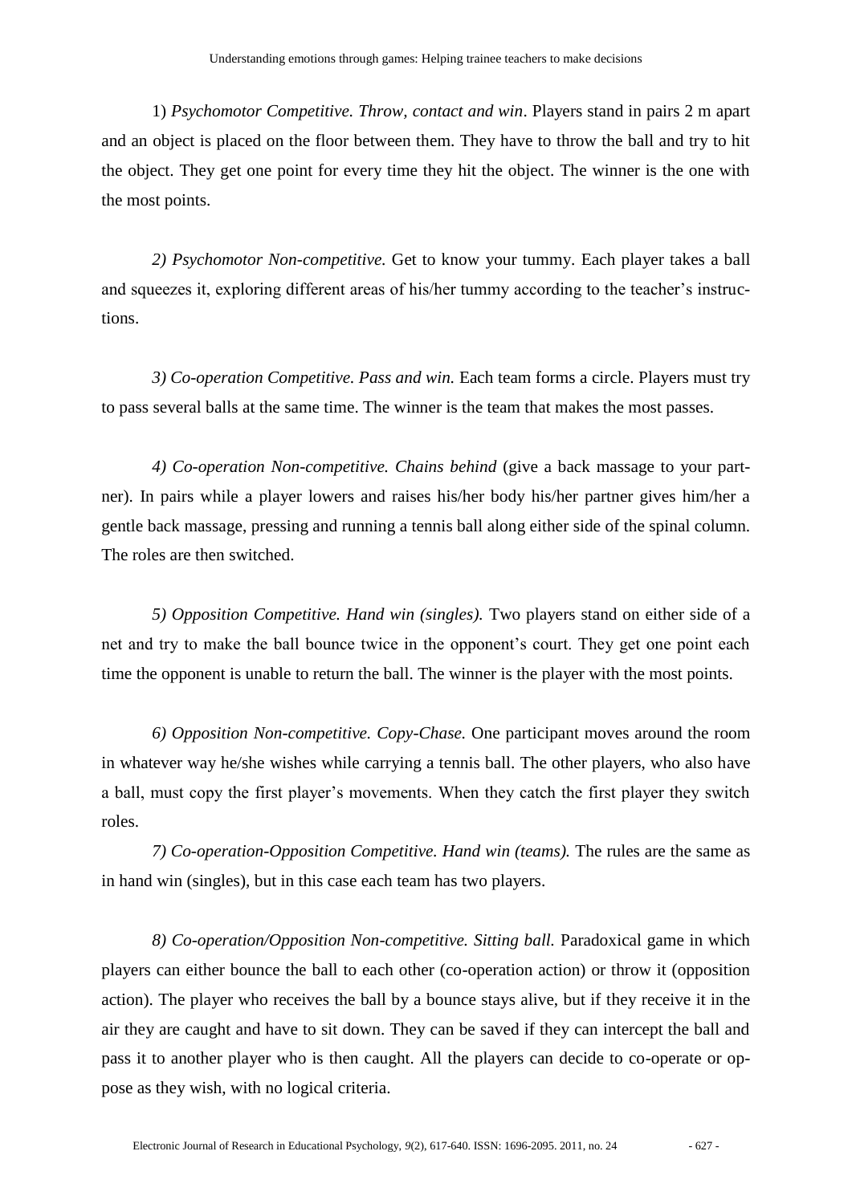1) *Psychomotor Competitive. Throw, contact and win*. Players stand in pairs 2 m apart and an object is placed on the floor between them. They have to throw the ball and try to hit the object. They get one point for every time they hit the object. The winner is the one with the most points.

*2) Psychomotor Non-competitive.* Get to know your tummy. Each player takes a ball and squeezes it, exploring different areas of his/her tummy according to the teacher's instructions.

*3) Co-operation Competitive. Pass and win.* Each team forms a circle. Players must try to pass several balls at the same time. The winner is the team that makes the most passes.

*4) Co-operation Non-competitive. Chains behind* (give a back massage to your partner). In pairs while a player lowers and raises his/her body his/her partner gives him/her a gentle back massage, pressing and running a tennis ball along either side of the spinal column. The roles are then switched.

*5) Opposition Competitive. Hand win (singles).* Two players stand on either side of a net and try to make the ball bounce twice in the opponent's court. They get one point each time the opponent is unable to return the ball. The winner is the player with the most points.

*6) Opposition Non-competitive. Copy-Chase.* One participant moves around the room in whatever way he/she wishes while carrying a tennis ball. The other players, who also have a ball, must copy the first player's movements. When they catch the first player they switch roles.

*7) Co-operation-Opposition Competitive. Hand win (teams).* The rules are the same as in hand win (singles), but in this case each team has two players.

*8) Co-operation/Opposition Non-competitive. Sitting ball.* Paradoxical game in which players can either bounce the ball to each other (co-operation action) or throw it (opposition action). The player who receives the ball by a bounce stays alive, but if they receive it in the air they are caught and have to sit down. They can be saved if they can intercept the ball and pass it to another player who is then caught. All the players can decide to co-operate or oppose as they wish, with no logical criteria.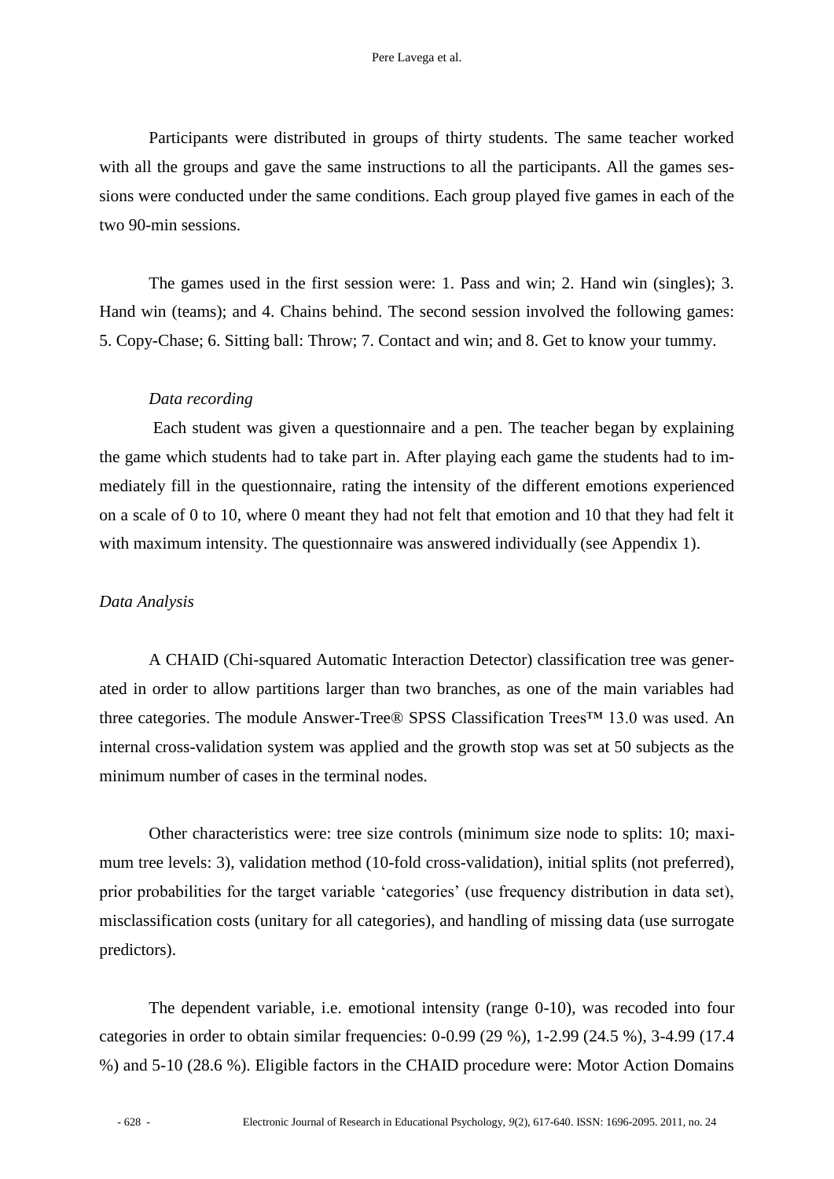Participants were distributed in groups of thirty students. The same teacher worked with all the groups and gave the same instructions to all the participants. All the games sessions were conducted under the same conditions. Each group played five games in each of the two 90-min sessions.

The games used in the first session were: 1. Pass and win; 2. Hand win (singles); 3. Hand win (teams); and 4. Chains behind. The second session involved the following games: 5. Copy-Chase; 6. Sitting ball: Throw; 7. Contact and win; and 8. Get to know your tummy.

*Data recording*

Each student was given a questionnaire and a pen. The teacher began by explaining the game which students had to take part in. After playing each game the students had to immediately fill in the questionnaire, rating the intensity of the different emotions experienced on a scale of 0 to 10, where 0 meant they had not felt that emotion and 10 that they had felt it with maximum intensity. The questionnaire was answered individually (see Appendix 1).

*Data Analysis*

A CHAID (Chi-squared Automatic Interaction Detector) classification tree was generated in order to allow partitions larger than two branches, as one of the main variables had three categories. The module Answer-Tree® SPSS Classification Trees™ 13.0 was used. An internal cross-validation system was applied and the growth stop was set at 50 subjects as the minimum number of cases in the terminal nodes.

Other characteristics were: tree size controls (minimum size node to splits: 10; maximum tree levels: 3), validation method (10-fold cross-validation), initial splits (not preferred), prior probabilities for the target variable 'categories' (use frequency distribution in data set), misclassification costs (unitary for all categories), and handling of missing data (use surrogate predictors).

The dependent variable, i.e. emotional intensity (range 0-10), was recoded into four categories in order to obtain similar frequencies: 0-0.99 (29 %), 1-2.99 (24.5 %), 3-4.99 (17.4 %) and 5-10 (28.6 %). Eligible factors in the CHAID procedure were: Motor Action Domains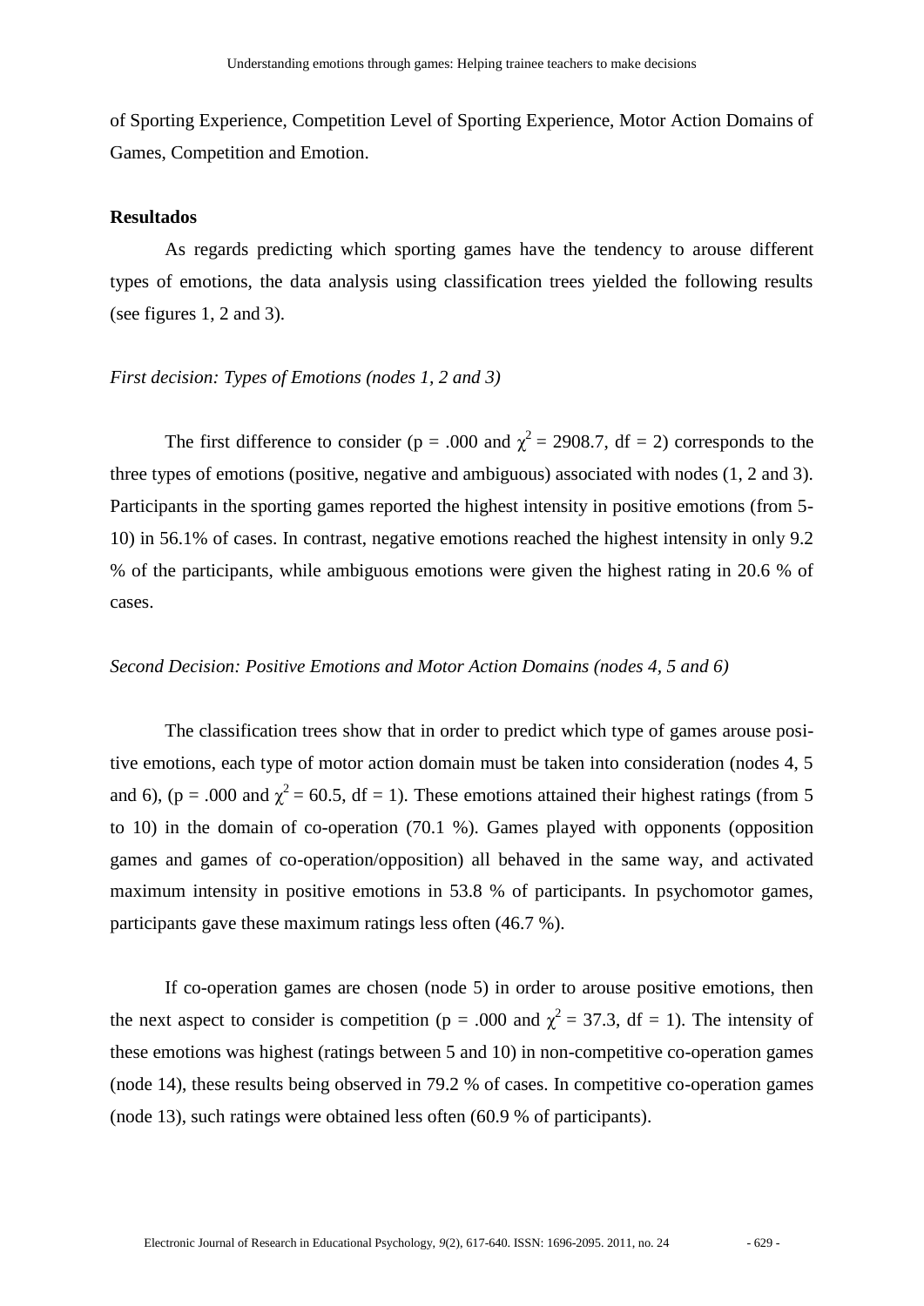of Sporting Experience, Competition Level of Sporting Experience, Motor Action Domains of Games, Competition and Emotion.

**Resultados**

As regards predicting which sporting games have the tendency to arouse different types of emotions, the data analysis using classification trees yielded the following results (see figures 1, 2 and 3).

*First decision: Types of Emotions (nodes 1, 2 and 3)*

The first difference to consider ($p = .000$ and $\chi^2 = 2908.7$, $df = 2$) corresponds to the three types of emotions (positive, negative and ambiguous) associated with nodes (1, 2 and 3). Participants in the sporting games reported the highest intensity in positive emotions (from 5-10) in 56.1% of cases. In contrast, negative emotions reached the highest intensity in only 9.2 % of the participants, while ambiguous emotions were given the highest rating in 20.6 % of cases.

*Second Decision: Positive Emotions and Motor Action Domains (nodes 4, 5 and 6)*

The classification trees show that in order to predict which type of games arouse positive emotions, each type of motor action domain must be taken into consideration (nodes 4, 5 and 6), ($p = .000$ and $\chi^2 = 60.5$, $df = 1$). These emotions attained their highest ratings (from 5 to 10) in the domain of co-operation (70.1 %). Games played with opponents (opposition games and games of co-operation/opposition) all behaved in the same way, and activated maximum intensity in positive emotions in 53.8 % of participants. In psychomotor games, participants gave these maximum ratings less often (46.7 %).

If co-operation games are chosen (node 5) in order to arouse positive emotions, then the next aspect to consider is competition ($p = .000$ and $\chi^2 = 37.3$, $df = 1$). The intensity of these emotions was highest (ratings between 5 and 10) in non-competitive co-operation games (node 14), these results being observed in 79.2 % of cases. In competitive co-operation games (node 13), such ratings were obtained less often (60.9 % of participants).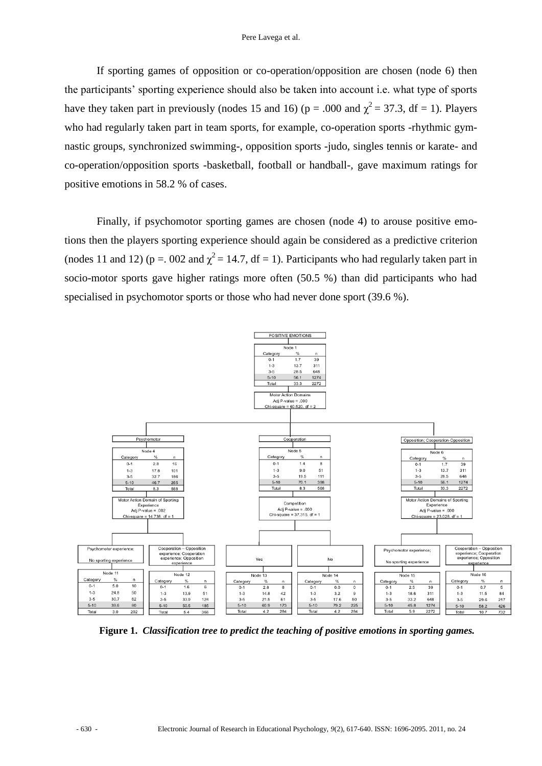If sporting games of opposition or co-operation/opposition are chosen (node 6) then the participants' sporting experience should also be taken into account i.e. what type of sports have they taken part in previously (nodes 15 and 16) ($p = .000$ and $\chi^2 = 37.3$, $df = 1$). Players who had regularly taken part in team sports, for example, co-operation sports -rhythmic gymnastic groups, synchronized swimming-, opposition sports -judo, singles tennis or karate- and co-operation/opposition sports -basketball, football or handball-, gave maximum ratings for positive emotions in 58.2 % of cases.

Finally, if psychomotor sporting games are chosen (node 4) to arouse positive emotions then the players sporting experience should again be considered as a predictive criterion (nodes 11 and 12) ($p = .002$ and $\chi^2 = 14.7$, $df = 1$). Participants who had regularly taken part in socio-motor sports gave higher ratings more often (50.5 %) than did participants who had specialised in psychomotor sports or those who had never done sport (39.6 %).

**POSITIVE EMOTIONS**

Node 1

| Category | % | n |
|---|---|---|
| 0-1 | 1.7 | 39 |
| 1-3 | 13.7 | 311 |
| 3-5 | 28.5 | 648 |
| 5-10 | 56.1 | 1274 |
| Total | 33.3 | 2272 |

Motor Action Domains
Adj P-value = .000
Chi-square = 60.520, df = 2

**Psychomotor** — Node 4

| Category | % | n |
|---|---|---|
| 0-1 | 2.8 | 16 |
| 1-3 | 17.8 | 101 |
| 3-5 | 32.7 | 186 |
| 5-10 | 46.7 | 265 |
| Total | 8.3 | 568 |

Motor Action Domain of Sporting Experience
Adj P-value = .002
Chi-square = 14.738, df = 1

**Cooperation** — Node 5

| Category | % | n |
|---|---|---|
| 0-1 | 1.4 | 8 |
| 1-3 | 9.0 | 51 |
| 3-5 | 19.5 | 111 |
| 5-10 | 70.1 | 398 |
| Total | 8.3 | 568 |

Competition
Adj P-value = .000
Chi-square = 37.315, df = 1

**Opposition; Cooperation-Opposition** — Node 6

| Category | % | n |
|---|---|---|
| 0-1 | 1.7 | 39 |
| 1-3 | 13.7 | 311 |
| 3-5 | 28.5 | 648 |
| 5-10 | 56.1 | 1274 |
| Total | 33.3 | 2272 |

Motor Action Domains of Sporting Experience
Adj P-value = .000
Chi-square = 23.028, df = 1

**Psychomotor experience; No sporting experience** — Node 11

| Category | % | n |
|---|---|---|
| 0-1 | 5.0 | 10 |
| 1-3 | 24.8 | 50 |
| 3-5 | 30.7 | 62 |
| 5-10 | 39.6 | 80 |
| Total | 3.0 | 202 |

**Cooperation – Opposition experience; Cooperation experience; Opposition experience** — Node 12

| Category | % | n |
|---|---|---|
| 0-1 | 1.6 | 6 |
| 1-3 | 13.9 | 51 |
| 3-5 | 33.9 | 124 |
| 5-10 | 50.5 | 185 |
| Total | 5.4 | 366 |

**Yes** — Node 13

| Category | % | n |
|---|---|---|
| 0-1 | 2.8 | 8 |
| 1-3 | 14.8 | 42 |
| 3-5 | 21.5 | 61 |
| 5-10 | 60.9 | 173 |
| Total | 4.2 | 284 |

**No** — Node 14

| Category | % | n |
|---|---|---|
| 0-1 | 0.0 | 0 |
| 1-3 | 3.2 | 9 |
| 3-5 | 17.6 | 50 |
| 5-10 | 79.2 | 225 |
| Total | 4.2 | 284 |

**Psychomotor experience; No sporting experience** — Node 15

| Category | % | n |
|---|---|---|
| 0-1 | 2.5 | 39 |
| 1-3 | 18.6 | 311 |
| 3-5 | 33.2 | 648 |
| 5-10 | 45.8 | 1274 |
| Total | 5.9 | 2272 |

**Cooperation – Opposition experience; Cooperation experience; Opposition experience** — Node 16

| Category | % | n |
|---|---|---|
| 0-1 | 0.7 | 5 |
| 1-3 | 11.5 | 84 |
| 3-5 | 29.6 | 217 |
| 5-10 | 58.2 | 426 |
| Total | 10.7 | 732 |

**Figure 1.** ***Classification tree to predict the teaching of positive emotions in sporting games.***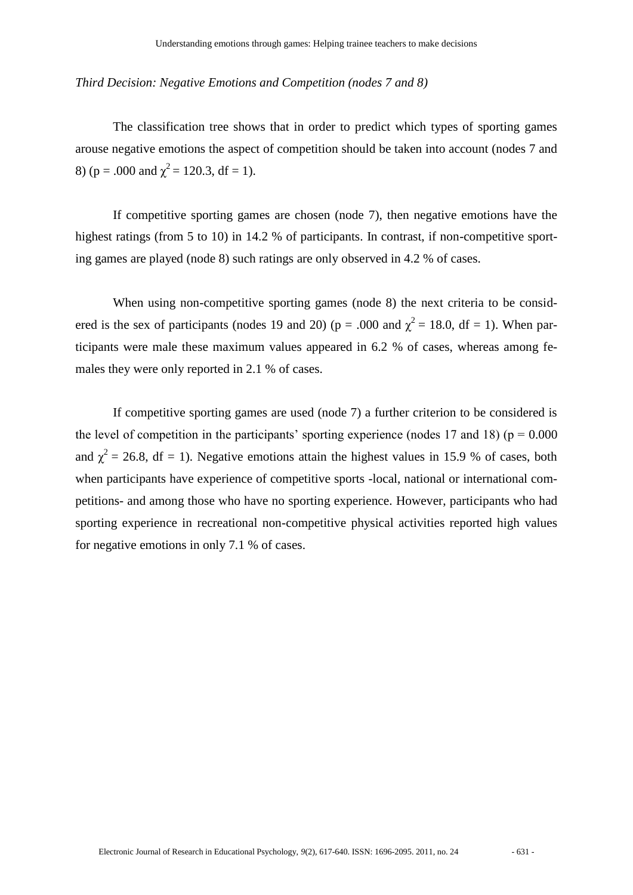*Third Decision: Negative Emotions and Competition (nodes 7 and 8)*

The classification tree shows that in order to predict which types of sporting games arouse negative emotions the aspect of competition should be taken into account (nodes 7 and 8) (p = .000 and $\chi^2$ = 120.3, df = 1).

If competitive sporting games are chosen (node 7), then negative emotions have the highest ratings (from 5 to 10) in 14.2 % of participants. In contrast, if non-competitive sporting games are played (node 8) such ratings are only observed in 4.2 % of cases.

When using non-competitive sporting games (node 8) the next criteria to be considered is the sex of participants (nodes 19 and 20) (p = .000 and $\chi^2$ = 18.0, df = 1). When participants were male these maximum values appeared in 6.2 % of cases, whereas among females they were only reported in 2.1 % of cases.

If competitive sporting games are used (node 7) a further criterion to be considered is the level of competition in the participants' sporting experience (nodes 17 and 18) (p = 0.000 and $\chi^2$ = 26.8, df = 1). Negative emotions attain the highest values in 15.9 % of cases, both when participants have experience of competitive sports -local, national or international competitions- and among those who have no sporting experience. However, participants who had sporting experience in recreational non-competitive physical activities reported high values for negative emotions in only 7.1 % of cases.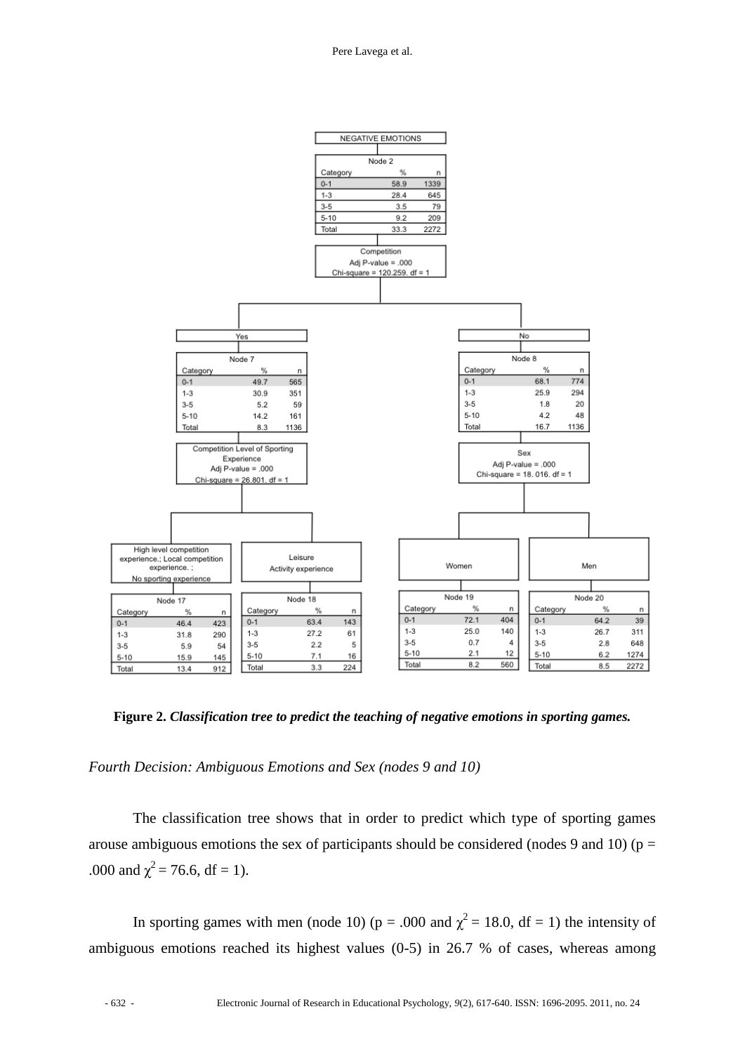NEGATIVE EMOTIONS

| Node 2 | | |
|---|---|---|
| Category | % | n |
| 0-1 | 58.9 | 1339 |
| 1-3 | 28.4 | 645 |
| 3-5 | 3.5 | 79 |
| 5-10 | 9.2 | 209 |
| Total | 33.3 | 2272 |

Competition
Adj P-value = .000
Chi-square = 120.259. df = 1

Yes

| Node 7 | | |
|---|---|---|
| Category | % | n |
| 0-1 | 49.7 | 565 |
| 1-3 | 30.9 | 351 |
| 3-5 | 5.2 | 59 |
| 5-10 | 14.2 | 161 |
| Total | 8.3 | 1136 |

Competition Level of Sporting Experience
Adj P-value = .000
Chi-square = 26.801. df = 1

High level competition experience.; Local competition experience. ; No sporting experience

| Node 17 | | |
|---|---|---|
| Category | % | n |
| 0-1 | 46.4 | 423 |
| 1-3 | 31.8 | 290 |
| 3-5 | 5.9 | 54 |
| 5-10 | 15.9 | 145 |
| Total | 13.4 | 912 |

Leisure Activity experience

| Node 18 | | |
|---|---|---|
| Category | % | n |
| 0-1 | 63.4 | 143 |
| 1-3 | 27.2 | 61 |
| 3-5 | 2.2 | 5 |
| 5-10 | 7.1 | 16 |
| Total | 3.3 | 224 |

No

| Node 8 | | |
|---|---|---|
| Category | % | n |
| 0-1 | 68.1 | 774 |
| 1-3 | 25.9 | 294 |
| 3-5 | 1.8 | 20 |
| 5-10 | 4.2 | 48 |
| Total | 16.7 | 1136 |

Sex
Adj P-value = .000
Chi-square = 18. 016. df = 1

Women

| Node 19 | | |
|---|---|---|
| Category | % | n |
| 0-1 | 72.1 | 404 |
| 1-3 | 25.0 | 140 |
| 3-5 | 0.7 | 4 |
| 5-10 | 2.1 | 12 |
| Total | 8.2 | 560 |

Men

| Node 20 | | |
|---|---|---|
| Category | % | n |
| 0-1 | 64.2 | 39 |
| 1-3 | 26.7 | 311 |
| 3-5 | 2.8 | 648 |
| 5-10 | 6.2 | 1274 |
| Total | 8.5 | 2272 |

**Figure 2.** ***Classification tree to predict the teaching of negative emotions in sporting games.***

*Fourth Decision: Ambiguous Emotions and Sex (nodes 9 and 10)*

The classification tree shows that in order to predict which type of sporting games arouse ambiguous emotions the sex of participants should be considered (nodes 9 and 10) ($p$ = .000 and $\chi^2$ = 76.6, df = 1).

In sporting games with men (node 10) ($p$ = .000 and $\chi^2$ = 18.0, df = 1) the intensity of ambiguous emotions reached its highest values (0-5) in 26.7 % of cases, whereas among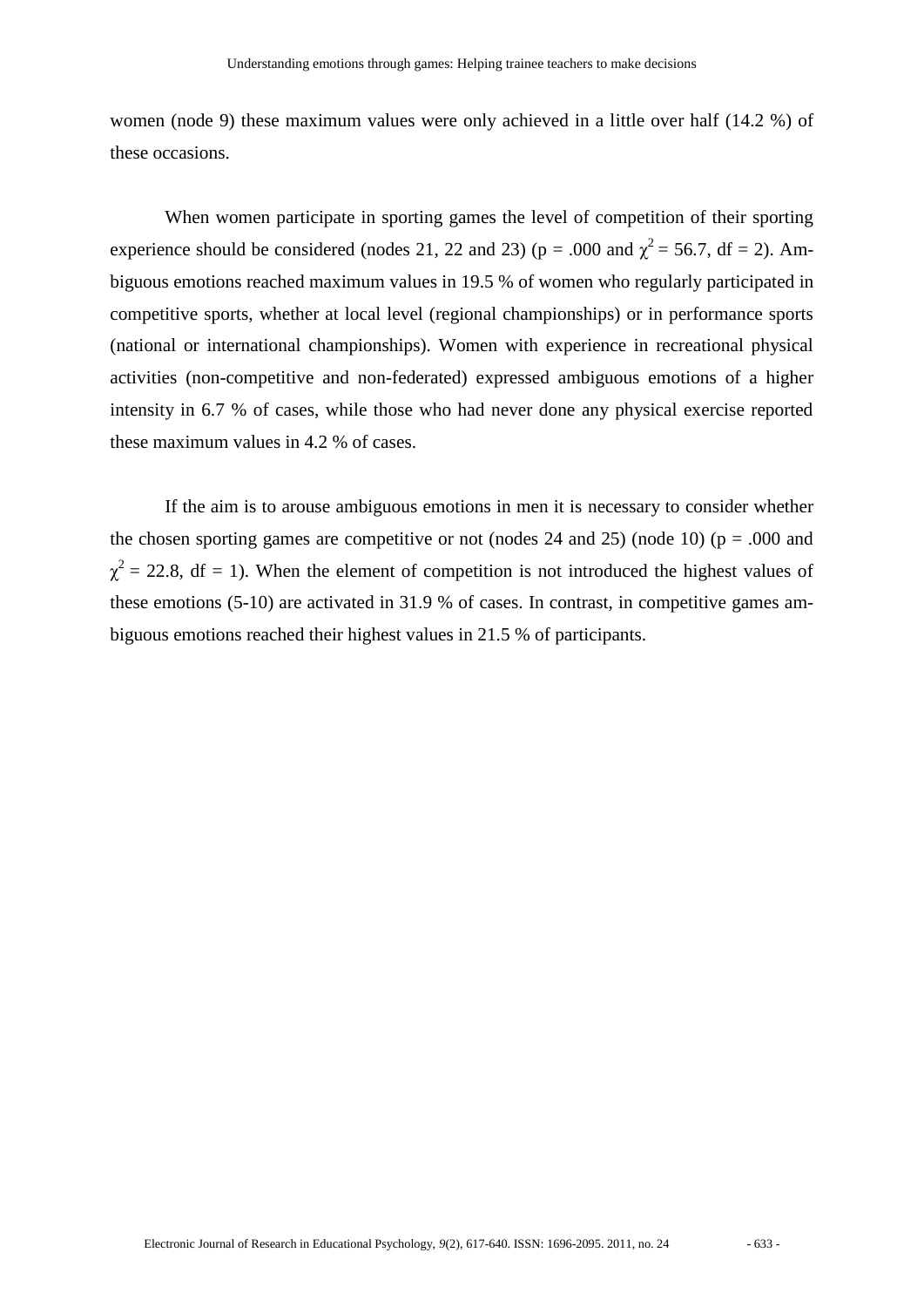women (node 9) these maximum values were only achieved in a little over half (14.2 %) of these occasions.

When women participate in sporting games the level of competition of their sporting experience should be considered (nodes 21, 22 and 23) ($p = .000$ and $\chi^2 = 56.7$, $df = 2$). Ambiguous emotions reached maximum values in 19.5 % of women who regularly participated in competitive sports, whether at local level (regional championships) or in performance sports (national or international championships). Women with experience in recreational physical activities (non-competitive and non-federated) expressed ambiguous emotions of a higher intensity in 6.7 % of cases, while those who had never done any physical exercise reported these maximum values in 4.2 % of cases.

If the aim is to arouse ambiguous emotions in men it is necessary to consider whether the chosen sporting games are competitive or not (nodes 24 and 25) (node 10) ($p = .000$ and $\chi^2 = 22.8$, $df = 1$). When the element of competition is not introduced the highest values of these emotions (5-10) are activated in 31.9 % of cases. In contrast, in competitive games ambiguous emotions reached their highest values in 21.5 % of participants.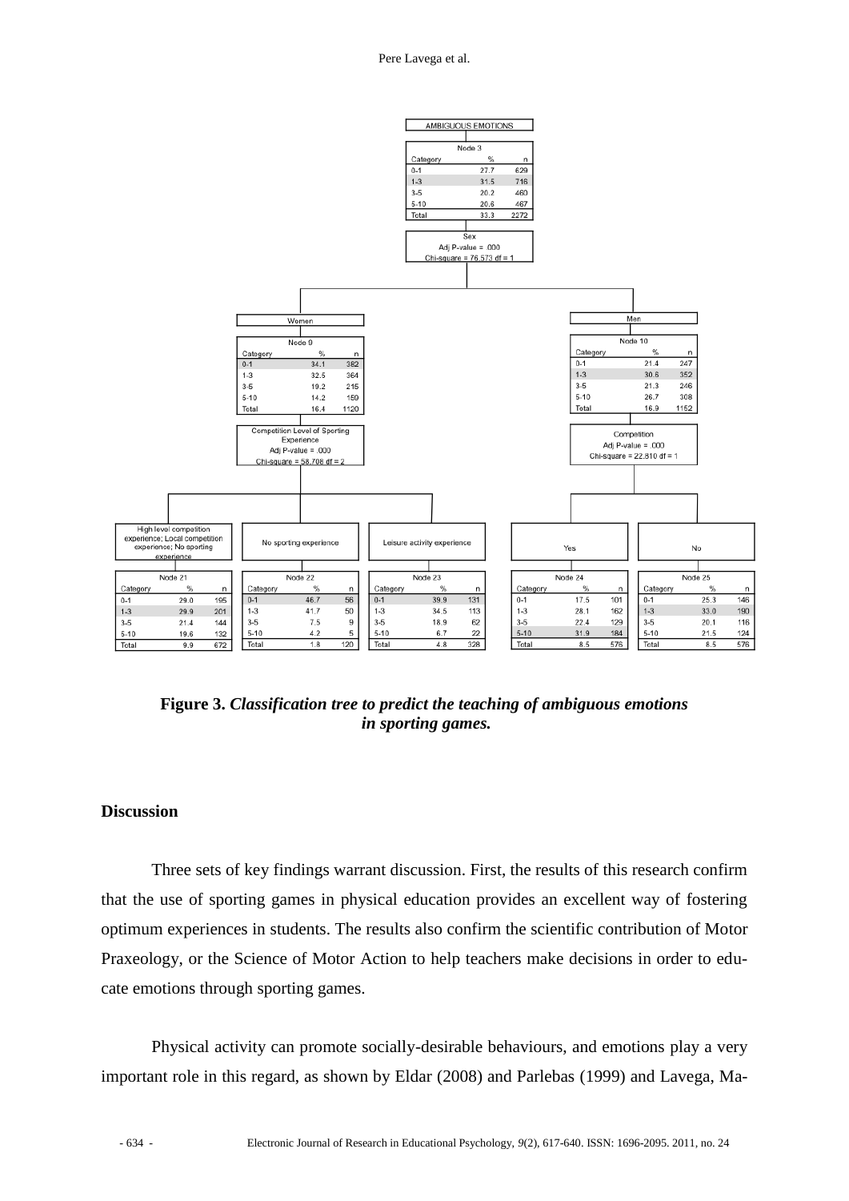AMBIGUOUS EMOTIONS

Node 3

| Category | % | n |
|---|---|---|
| 0-1 | 27.7 | 629 |
| 1-3 | 31.5 | 716 |
| 3-5 | 20.2 | 460 |
| 5-10 | 20.6 | 467 |
| Total | 33.3 | 2272 |

Sex
Adj P-value = .000
Chi-square = 76.573 df = 1

Women — Node 9

| Category | % | n |
|---|---|---|
| 0-1 | 34.1 | 382 |
| 1-3 | 32.5 | 364 |
| 3-5 | 19.2 | 215 |
| 5-10 | 14.2 | 159 |
| Total | 16.4 | 1120 |

Competition Level of Sporting Experience
Adj P-value = .000
Chi-square = 58.708 df = 2

Men — Node 10

| Category | % | n |
|---|---|---|
| 0-1 | 21.4 | 247 |
| 1-3 | 30.6 | 352 |
| 3-5 | 21.3 | 246 |
| 5-10 | 26.7 | 308 |
| Total | 16.9 | 1152 |

Competition
Adj P-value = .000
Chi-square = 22.810 df = 1

High level competition experience; Local competition experience; No sporting experience — Node 21

| Category | % | n |
|---|---|---|
| 0-1 | 29.0 | 195 |
| 1-3 | 29.9 | 201 |
| 3-5 | 21.4 | 144 |
| 5-10 | 19.6 | 132 |
| Total | 9.9 | 672 |

No sporting experience — Node 22

| Category | % | n |
|---|---|---|
| 0-1 | 46.7 | 56 |
| 1-3 | 41.7 | 50 |
| 3-5 | 7.5 | 9 |
| 5-10 | 4.2 | 5 |
| Total | 1.8 | 120 |

Leisure activity experience — Node 23

| Category | % | n |
|---|---|---|
| 0-1 | 39.9 | 131 |
| 1-3 | 34.5 | 113 |
| 3-5 | 18.9 | 62 |
| 5-10 | 6.7 | 22 |
| Total | 4.8 | 328 |

Yes — Node 24

| Category | % | n |
|---|---|---|
| 0-1 | 17.5 | 101 |
| 1-3 | 28.1 | 162 |
| 3-5 | 22.4 | 129 |
| 5-10 | 31.9 | 184 |
| Total | 8.5 | 576 |

No — Node 25

| Category | % | n |
|---|---|---|
| 0-1 | 25.3 | 146 |
| 1-3 | 33.0 | 190 |
| 3-5 | 20.1 | 116 |
| 5-10 | 21.5 | 124 |
| Total | 8.5 | 576 |

**Figure 3.** ***Classification tree to predict the teaching of ambiguous emotions in sporting games.***

## Discussion

Three sets of key findings warrant discussion. First, the results of this research confirm that the use of sporting games in physical education provides an excellent way of fostering optimum experiences in students. The results also confirm the scientific contribution of Motor Praxeology, or the Science of Motor Action to help teachers make decisions in order to educate emotions through sporting games.

Physical activity can promote socially-desirable behaviours, and emotions play a very important role in this regard, as shown by Eldar (2008) and Parlebas (1999) and Lavega, Ma-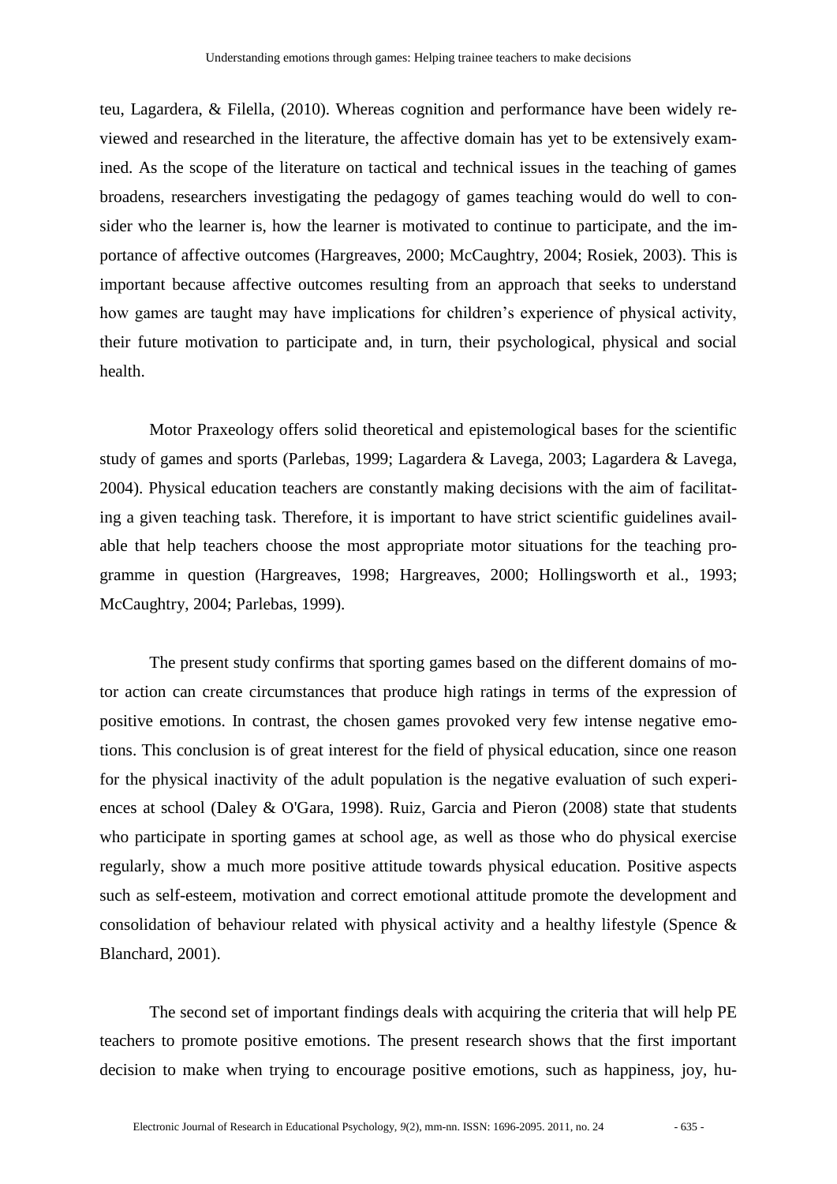teu, Lagardera, & Filella, (2010). Whereas cognition and performance have been widely reviewed and researched in the literature, the affective domain has yet to be extensively examined. As the scope of the literature on tactical and technical issues in the teaching of games broadens, researchers investigating the pedagogy of games teaching would do well to consider who the learner is, how the learner is motivated to continue to participate, and the importance of affective outcomes (Hargreaves, 2000; McCaughtry, 2004; Rosiek, 2003). This is important because affective outcomes resulting from an approach that seeks to understand how games are taught may have implications for children's experience of physical activity, their future motivation to participate and, in turn, their psychological, physical and social health.

Motor Praxeology offers solid theoretical and epistemological bases for the scientific study of games and sports (Parlebas, 1999; Lagardera & Lavega, 2003; Lagardera & Lavega, 2004). Physical education teachers are constantly making decisions with the aim of facilitating a given teaching task. Therefore, it is important to have strict scientific guidelines available that help teachers choose the most appropriate motor situations for the teaching programme in question (Hargreaves, 1998; Hargreaves, 2000; Hollingsworth et al., 1993; McCaughtry, 2004; Parlebas, 1999).

The present study confirms that sporting games based on the different domains of motor action can create circumstances that produce high ratings in terms of the expression of positive emotions. In contrast, the chosen games provoked very few intense negative emotions. This conclusion is of great interest for the field of physical education, since one reason for the physical inactivity of the adult population is the negative evaluation of such experiences at school (Daley & O'Gara, 1998). Ruiz, Garcia and Pieron (2008) state that students who participate in sporting games at school age, as well as those who do physical exercise regularly, show a much more positive attitude towards physical education. Positive aspects such as self-esteem, motivation and correct emotional attitude promote the development and consolidation of behaviour related with physical activity and a healthy lifestyle (Spence & Blanchard, 2001).

The second set of important findings deals with acquiring the criteria that will help PE teachers to promote positive emotions. The present research shows that the first important decision to make when trying to encourage positive emotions, such as happiness, joy, hu-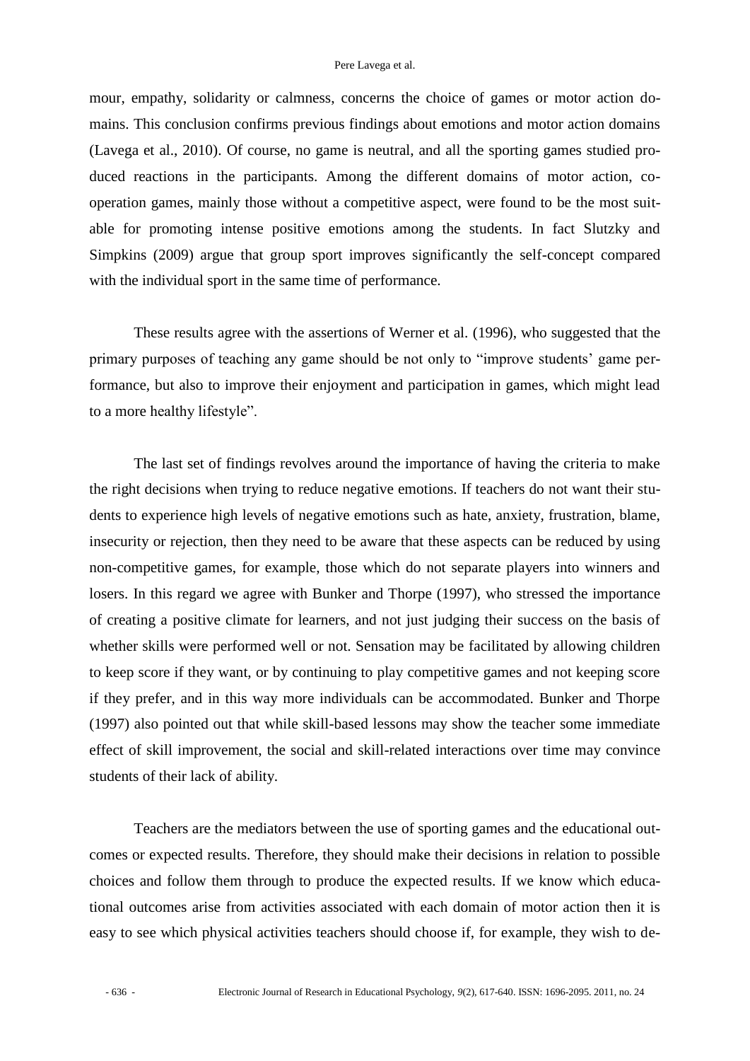mour, empathy, solidarity or calmness, concerns the choice of games or motor action domains. This conclusion confirms previous findings about emotions and motor action domains (Lavega et al., 2010). Of course, no game is neutral, and all the sporting games studied produced reactions in the participants. Among the different domains of motor action, cooperation games, mainly those without a competitive aspect, were found to be the most suitable for promoting intense positive emotions among the students. In fact Slutzky and Simpkins (2009) argue that group sport improves significantly the self-concept compared with the individual sport in the same time of performance.

These results agree with the assertions of Werner et al. (1996), who suggested that the primary purposes of teaching any game should be not only to "improve students' game performance, but also to improve their enjoyment and participation in games, which might lead to a more healthy lifestyle".

The last set of findings revolves around the importance of having the criteria to make the right decisions when trying to reduce negative emotions. If teachers do not want their students to experience high levels of negative emotions such as hate, anxiety, frustration, blame, insecurity or rejection, then they need to be aware that these aspects can be reduced by using non-competitive games, for example, those which do not separate players into winners and losers. In this regard we agree with Bunker and Thorpe (1997), who stressed the importance of creating a positive climate for learners, and not just judging their success on the basis of whether skills were performed well or not. Sensation may be facilitated by allowing children to keep score if they want, or by continuing to play competitive games and not keeping score if they prefer, and in this way more individuals can be accommodated. Bunker and Thorpe (1997) also pointed out that while skill-based lessons may show the teacher some immediate effect of skill improvement, the social and skill-related interactions over time may convince students of their lack of ability.

Teachers are the mediators between the use of sporting games and the educational outcomes or expected results. Therefore, they should make their decisions in relation to possible choices and follow them through to produce the expected results. If we know which educational outcomes arise from activities associated with each domain of motor action then it is easy to see which physical activities teachers should choose if, for example, they wish to de-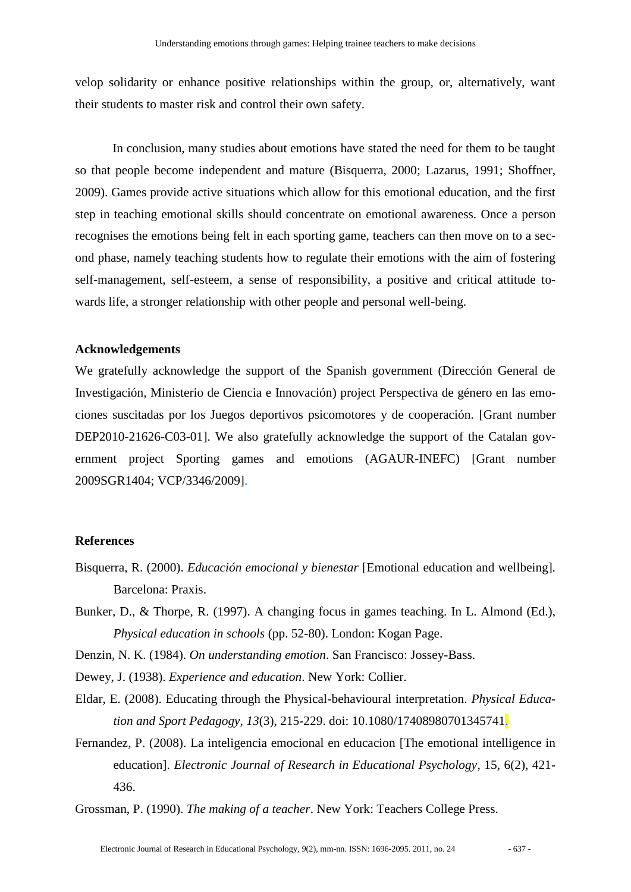velop solidarity or enhance positive relationships within the group, or, alternatively, want their students to master risk and control their own safety.

In conclusion, many studies about emotions have stated the need for them to be taught so that people become independent and mature (Bisquerra, 2000; Lazarus, 1991; Shoffner, 2009). Games provide active situations which allow for this emotional education, and the first step in teaching emotional skills should concentrate on emotional awareness. Once a person recognises the emotions being felt in each sporting game, teachers can then move on to a second phase, namely teaching students how to regulate their emotions with the aim of fostering self-management, self-esteem, a sense of responsibility, a positive and critical attitude towards life, a stronger relationship with other people and personal well-being.

**Acknowledgements**

We gratefully acknowledge the support of the Spanish government (Dirección General de Investigación, Ministerio de Ciencia e Innovación) project Perspectiva de género en las emociones suscitadas por los Juegos deportivos psicomotores y de cooperación. [Grant number DEP2010-21626-C03-01]. We also gratefully acknowledge the support of the Catalan government project Sporting games and emotions (AGAUR-INEFC) [Grant number 2009SGR1404; VCP/3346/2009].

**References**

Bisquerra, R. (2000). *Educación emocional y bienestar* [Emotional education and wellbeing]. Barcelona: Praxis.

Bunker, D., & Thorpe, R. (1997). A changing focus in games teaching. In L. Almond (Ed.), *Physical education in schools* (pp. 52-80). London: Kogan Page.

Denzin, N. K. (1984). *On understanding emotion*. San Francisco: Jossey-Bass.

Dewey, J. (1938). *Experience and education*. New York: Collier.

Eldar, E. (2008). Educating through the Physical-behavioural interpretation. *Physical Education and Sport Pedagogy*, *13*(3), 215-229. doi: 10.1080/17408980701345741.

Fernandez, P. (2008). La inteligencia emocional en educacion [The emotional intelligence in education]. *Electronic Journal of Research in Educational Psychology*, 15, 6(2), 421-436.

Grossman, P. (1990). *The making of a teacher*. New York: Teachers College Press.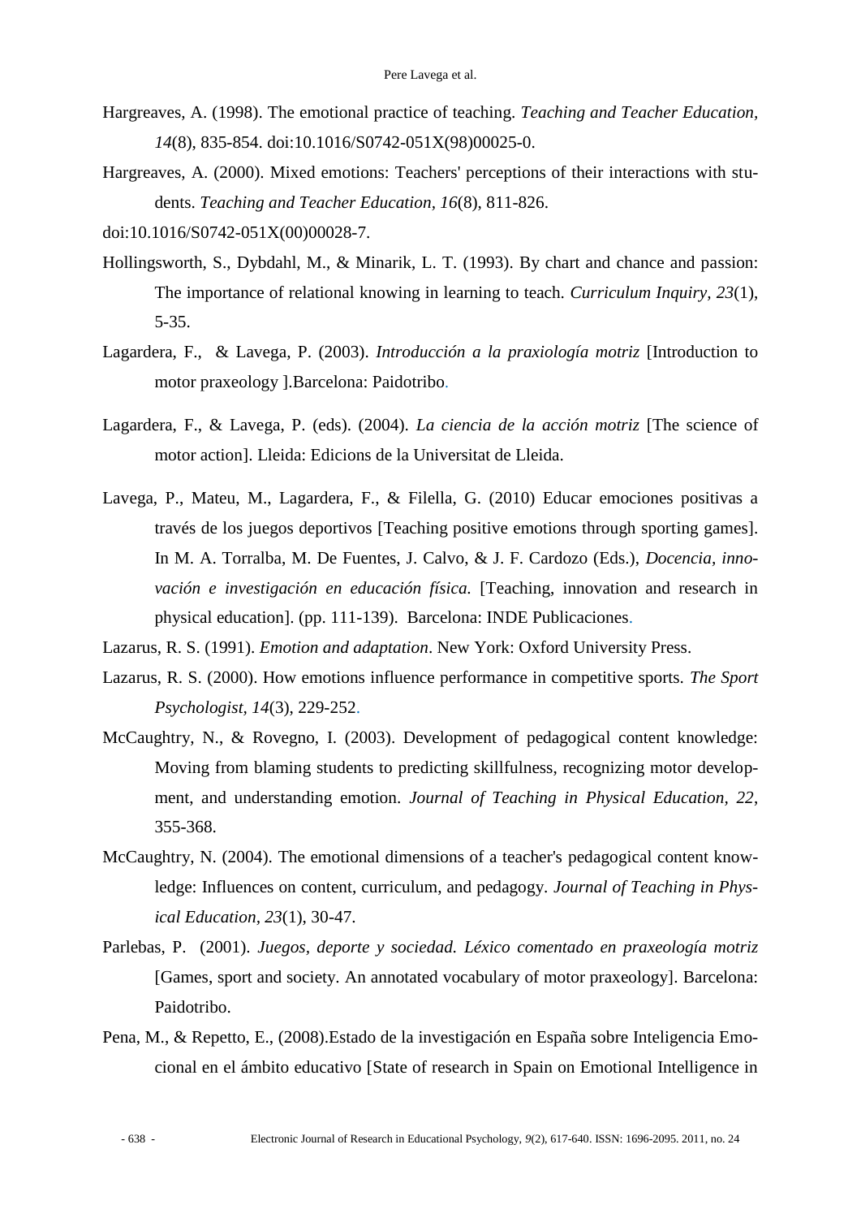Hargreaves, A. (1998). The emotional practice of teaching. *Teaching and Teacher Education, 14*(8), 835-854. doi:10.1016/S0742-051X(98)00025-0.

Hargreaves, A. (2000). Mixed emotions: Teachers' perceptions of their interactions with students. *Teaching and Teacher Education, 16*(8), 811-826.

doi:10.1016/S0742-051X(00)00028-7.

Hollingsworth, S., Dybdahl, M., & Minarik, L. T. (1993). By chart and chance and passion: The importance of relational knowing in learning to teach. *Curriculum Inquiry, 23*(1), 5-35.

Lagardera, F., & Lavega, P. (2003). *Introducción a la praxiología motriz* [Introduction to motor praxeology ].Barcelona: Paidotribo.

Lagardera, F., & Lavega, P. (eds). (2004). *La ciencia de la acción motriz* [The science of motor action]. Lleida: Edicions de la Universitat de Lleida.

Lavega, P., Mateu, M., Lagardera, F., & Filella, G. (2010) Educar emociones positivas a través de los juegos deportivos [Teaching positive emotions through sporting games]. In M. A. Torralba, M. De Fuentes, J. Calvo, & J. F. Cardozo (Eds.), *Docencia, innovación e investigación en educación física.* [Teaching, innovation and research in physical education]. (pp. 111-139). Barcelona: INDE Publicaciones.

Lazarus, R. S. (1991). *Emotion and adaptation*. New York: Oxford University Press.

Lazarus, R. S. (2000). How emotions influence performance in competitive sports. *The Sport Psychologist, 14*(3), 229-252.

McCaughtry, N., & Rovegno, I. (2003). Development of pedagogical content knowledge: Moving from blaming students to predicting skillfulness, recognizing motor development, and understanding emotion. *Journal of Teaching in Physical Education, 22*, 355-368.

McCaughtry, N. (2004). The emotional dimensions of a teacher's pedagogical content knowledge: Influences on content, curriculum, and pedagogy. *Journal of Teaching in Physical Education, 23*(1), 30-47.

Parlebas, P. (2001). *Juegos, deporte y sociedad. Léxico comentado en praxeología motriz* [Games, sport and society. An annotated vocabulary of motor praxeology]. Barcelona: Paidotribo.

Pena, M., & Repetto, E., (2008).Estado de la investigación en España sobre Inteligencia Emocional en el ámbito educativo [State of research in Spain on Emotional Intelligence in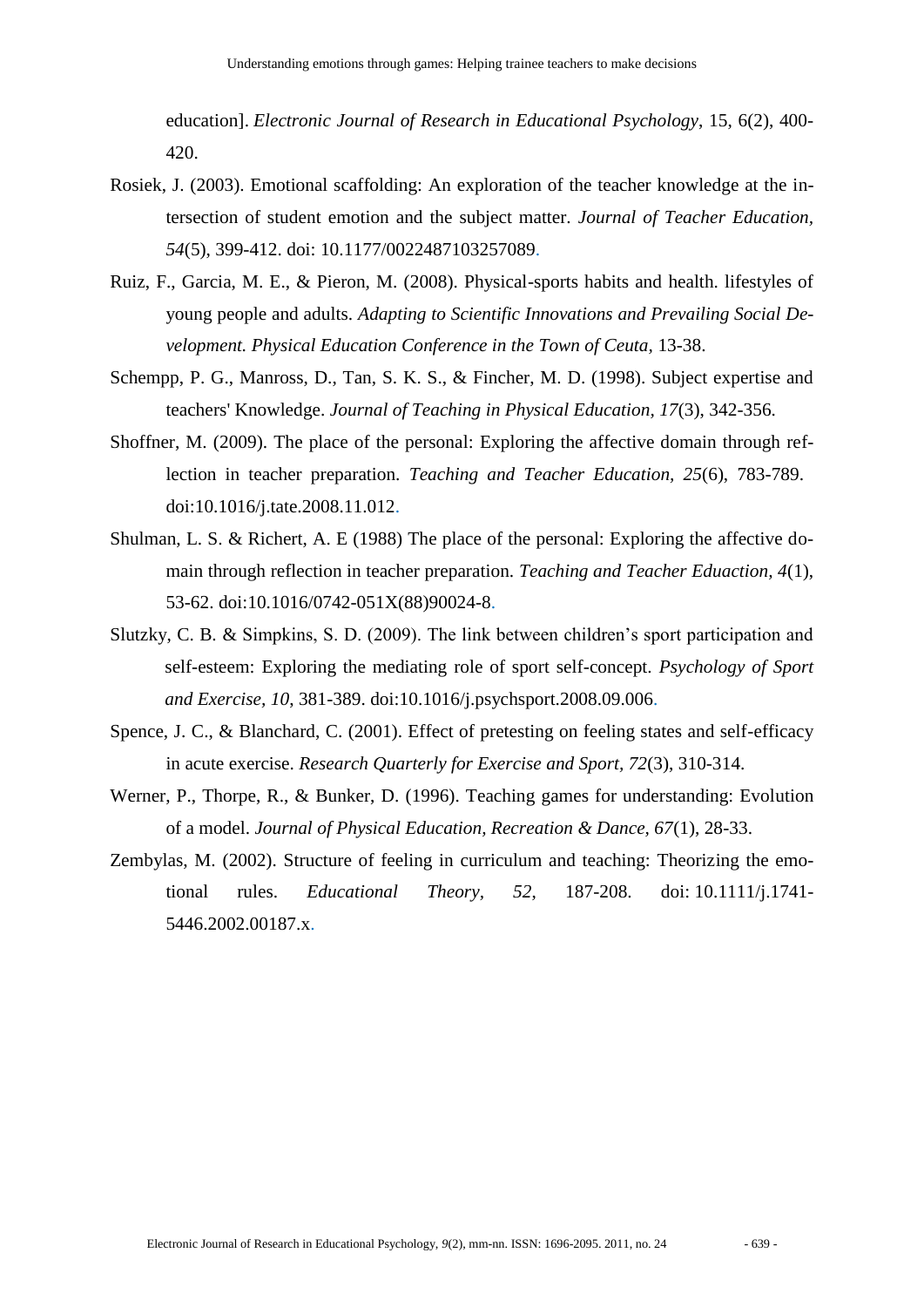education]. *Electronic Journal of Research in Educational Psychology*, 15, 6(2), 400-420.

Rosiek, J. (2003). Emotional scaffolding: An exploration of the teacher knowledge at the intersection of student emotion and the subject matter. *Journal of Teacher Education, 54*(5), 399-412. doi: 10.1177/0022487103257089.

Ruiz, F., Garcia, M. E., & Pieron, M. (2008). Physical-sports habits and health. lifestyles of young people and adults. *Adapting to Scientific Innovations and Prevailing Social Development. Physical Education Conference in the Town of Ceuta*, 13-38.

Schempp, P. G., Manross, D., Tan, S. K. S., & Fincher, M. D. (1998). Subject expertise and teachers' Knowledge. *Journal of Teaching in Physical Education, 17*(3), 342-356.

Shoffner, M. (2009). The place of the personal: Exploring the affective domain through reflection in teacher preparation. *Teaching and Teacher Education, 25*(6), 783-789. doi:10.1016/j.tate.2008.11.012.

Shulman, L. S. & Richert, A. E (1988) The place of the personal: Exploring the affective domain through reflection in teacher preparation. *Teaching and Teacher Eduaction, 4*(1), 53-62. doi:10.1016/0742-051X(88)90024-8.

Slutzky, C. B. & Simpkins, S. D. (2009). The link between children's sport participation and self-esteem: Exploring the mediating role of sport self-concept. *Psychology of Sport and Exercise, 10*, 381-389. doi:10.1016/j.psychsport.2008.09.006.

Spence, J. C., & Blanchard, C. (2001). Effect of pretesting on feeling states and self-efficacy in acute exercise. *Research Quarterly for Exercise and Sport, 72*(3), 310-314.

Werner, P., Thorpe, R., & Bunker, D. (1996). Teaching games for understanding: Evolution of a model. *Journal of Physical Education, Recreation & Dance, 67*(1), 28-33.

Zembylas, M. (2002). Structure of feeling in curriculum and teaching: Theorizing the emotional rules. *Educational Theory, 52*, 187-208. doi: 10.1111/j.1741-5446.2002.00187.x.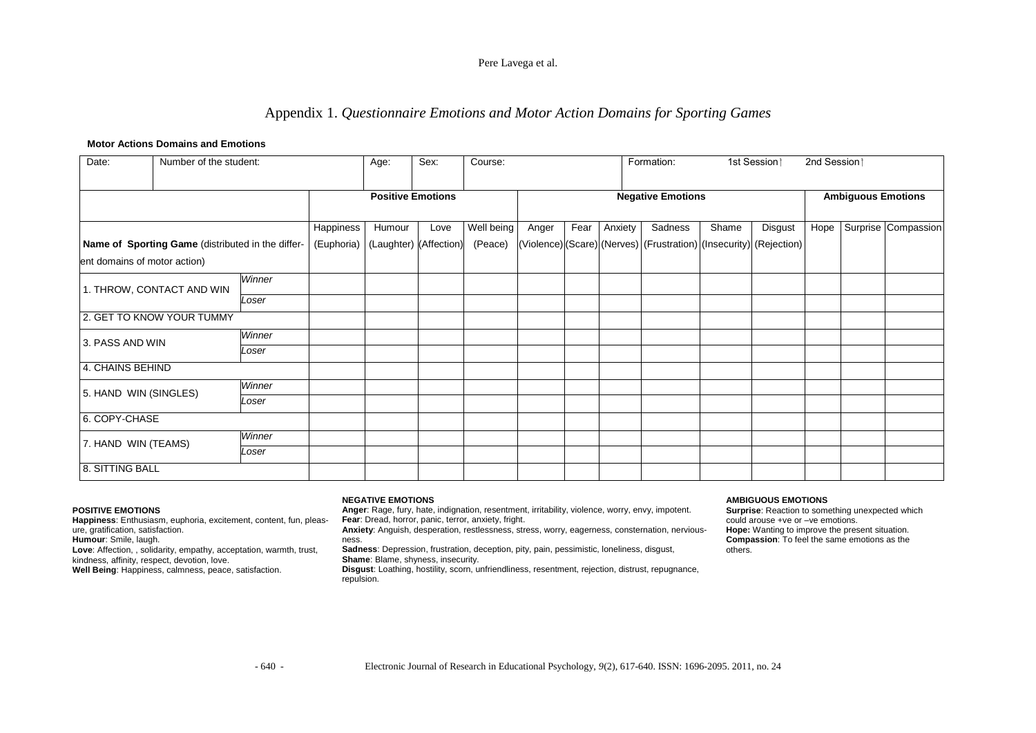# Appendix 1. *Questionnaire Emotions and Motor Action Domains for Sporting Games*

**Motor Actions Domains and Emotions**

| Date: | Number of the student: | | Age: | Sex: | Course: | | | | Formation: | | 1st Session | 2nd Session | | |
|---|---|---|---|---|---|---|---|---|---|---|---|---|---|---|
| | | | **Positive Emotions** | | | | **Negative Emotions** | | | | | | **Ambiguous Emotions** | |
| **Name of Sporting Game** (distributed in the different domains of motor action) | | Happiness (Euphoria) | Humour (Laughter) | Love (Affection) | Well being (Peace) | Anger (Violence) | Fear (Scare) | Anxiety (Nerves) | Sadness (Frustration) | Shame (Insecurity) | Disgust (Rejection) | Hope | Surprise | Compassion |
| 1. THROW, CONTACT AND WIN | *Winner* | | | | | | | | | | | | | |
| | *Loser* | | | | | | | | | | | | | |
| 2. GET TO KNOW YOUR TUMMY | | | | | | | | | | | | | | |
| 3. PASS AND WIN | *Winner* | | | | | | | | | | | | | |
| | *Loser* | | | | | | | | | | | | | |
| 4. CHAINS BEHIND | | | | | | | | | | | | | | |
| 5. HAND WIN (SINGLES) | *Winner* | | | | | | | | | | | | | |
| | *Loser* | | | | | | | | | | | | | |
| 6. COPY-CHASE | | | | | | | | | | | | | | |
| 7. HAND WIN (TEAMS) | *Winner* | | | | | | | | | | | | | |
| | *Loser* | | | | | | | | | | | | | |
| 8. SITTING BALL | | | | | | | | | | | | | | |

**POSITIVE EMOTIONS**
**Happiness**: Enthusiasm, euphoria, excitement, content, fun, pleasure, gratification, satisfaction.
**Humour**: Smile, laugh.
**Love**: Affection, , solidarity, empathy, acceptation, warmth, trust, kindness, affinity, respect, devotion, love.
**Well Being**: Happiness, calmness, peace, satisfaction.

**NEGATIVE EMOTIONS**
**Anger**: Rage, fury, hate, indignation, resentment, irritability, violence, worry, envy, impotent.
**Fear**: Dread, horror, panic, terror, anxiety, fright.
**Anxiety**: Anguish, desperation, restlessness, stress, worry, eagerness, consternation, nervousness.
**Sadness**: Depression, frustration, deception, pity, pain, pessimistic, loneliness, disgust,
**Shame**: Blame, shyness, insecurity.
**Disgust**: Loathing, hostility, scorn, unfriendliness, resentment, rejection, distrust, repugnance, repulsion.

**AMBIGUOUS EMOTIONS**
**Surprise**: Reaction to something unexpected which could arouse +ve or –ve emotions.
**Hope:** Wanting to improve the present situation.
**Compassion**: To feel the same emotions as the others.